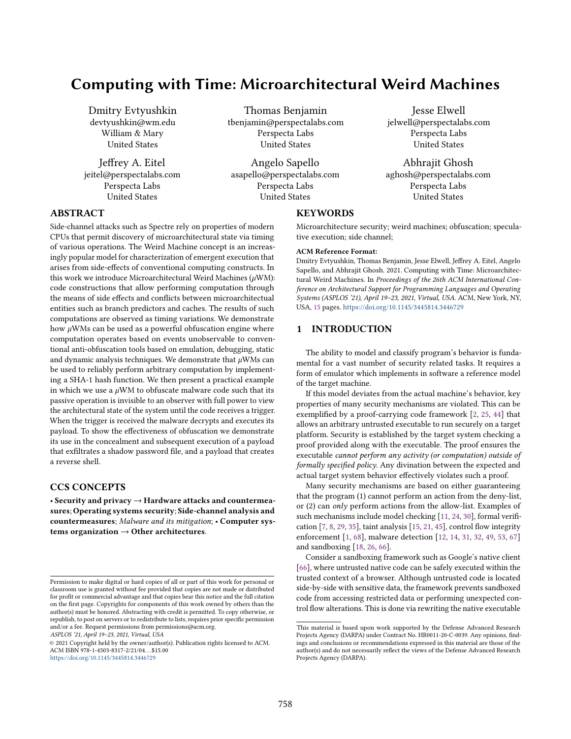# Computing with Time: Microarchitectural Weird Machines

Dmitry Evtyushkin
devtyushkin@wm.edu
William & Mary
United States

Thomas Benjamin
tbenjamin@perspectalabs.com
Perspecta Labs
United States

Jesse Elwell
jelwell@perspectalabs.com
Perspecta Labs
United States

Jeffrey A. Eitel
jeitel@perspectalabs.com
Perspecta Labs
United States

Angelo Sapello
asapello@perspectalabs.com
Perspecta Labs
United States

Abhrajit Ghosh
aghosh@perspectalabs.com
Perspecta Labs
United States

## ABSTRACT

Side-channel attacks such as Spectre rely on properties of modern CPUs that permit discovery of microarchitectural state via timing of various operations. The Weird Machine concept is an increasingly popular model for characterization of emergent execution that arises from side-effects of conventional computing constructs. In this work we introduce Microarchitectural Weird Machines ($\mu$WM): code constructions that allow performing computation through the means of side effects and conflicts between microarchitectural entities such as branch predictors and caches. The results of such computations are observed as timing variations. We demonstrate how $\mu$WMs can be used as a powerful obfuscation engine where computation operates based on events unobservable to conventional anti-obfuscation tools based on emulation, debugging, static and dynamic analysis techniques. We demonstrate that $\mu$WMs can be used to reliably perform arbitrary computation by implementing a SHA-1 hash function. We then present a practical example in which we use a $\mu$WM to obfuscate malware code such that its passive operation is invisible to an observer with full power to view the architectural state of the system until the code receives a trigger. When the trigger is received the malware decrypts and executes its payload. To show the effectiveness of obfuscation we demonstrate its use in the concealment and subsequent execution of a payload that exfiltrates a shadow password file, and a payload that creates a reverse shell.

## CCS CONCEPTS

• **Security and privacy** → **Hardware attacks and countermeasures**; **Operating systems security**; **Side-channel analysis and countermeasures**; *Malware and its mitigation*; • **Computer systems organization** → **Other architectures**.

Permission to make digital or hard copies of all or part of this work for personal or classroom use is granted without fee provided that copies are not made or distributed for profit or commercial advantage and that copies bear this notice and the full citation on the first page. Copyrights for components of this work owned by others than the author(s) must be honored. Abstracting with credit is permitted. To copy otherwise, or republish, to post on servers or to redistribute to lists, requires prior specific permission and/or a fee. Request permissions from permissions@acm.org.
*ASPLOS '21, April 19–23, 2021, Virtual, USA*
© 2021 Copyright held by the owner/author(s). Publication rights licensed to ACM.
ACM ISBN 978-1-4503-8317-2/21/04...$15.00
https://doi.org/10.1145/3445814.3446729

## KEYWORDS

Microarchitecture security; weird machines; obfuscation; speculative execution; side channel;

**ACM Reference Format:**
Dmitry Evtyushkin, Thomas Benjamin, Jesse Elwell, Jeffrey A. Eitel, Angelo Sapello, and Abhrajit Ghosh. 2021. Computing with Time: Microarchitectural Weird Machines. In *Proceedings of the 26th ACM International Conference on Architectural Support for Programming Languages and Operating Systems (ASPLOS '21), April 19–23, 2021, Virtual, USA.* ACM, New York, NY, USA, 15 pages. https://doi.org/10.1145/3445814.3446729

## 1 INTRODUCTION

The ability to model and classify program's behavior is fundamental for a vast number of security related tasks. It requires a form of emulator which implements in software a reference model of the target machine.

If this model deviates from the actual machine's behavior, key properties of many security mechanisms are violated. This can be exemplified by a proof-carrying code framework [2, 25, 44] that allows an arbitrary untrusted executable to run securely on a target platform. Security is established by the target system checking a proof provided along with the executable. The proof ensures the executable *cannot perform any activity (or computation) outside of formally specified policy*. Any divination between the expected and actual target system behavior effectively violates such a proof.

Many security mechanisms are based on either guaranteeing that the program (1) cannot perform an action from the deny-list, or (2) can *only* perform actions from the allow-list. Examples of such mechanisms include model checking [11, 24, 30], formal verification [7, 8, 29, 35], taint analysis [15, 21, 45], control flow integrity enforcement [1, 68], malware detection [12, 14, 31, 32, 49, 53, 67] and sandboxing [18, 26, 66].

Consider a sandboxing framework such as Google's native client [66], where untrusted native code can be safely executed within the trusted context of a browser. Although untrusted code is located side-by-side with sensitive data, the framework prevents sandboxed code from accessing restricted data or performing unexpected control flow alterations. This is done via rewriting the native executable

This material is based upon work supported by the Defense Advanced Research Projects Agency (DARPA) under Contract No. HR0011-20-C-0039. Any opinions, findings and conclusions or recommendations expressed in this material are those of the author(s) and do not necessarily reflect the views of the Defense Advanced Research Projects Agency (DARPA).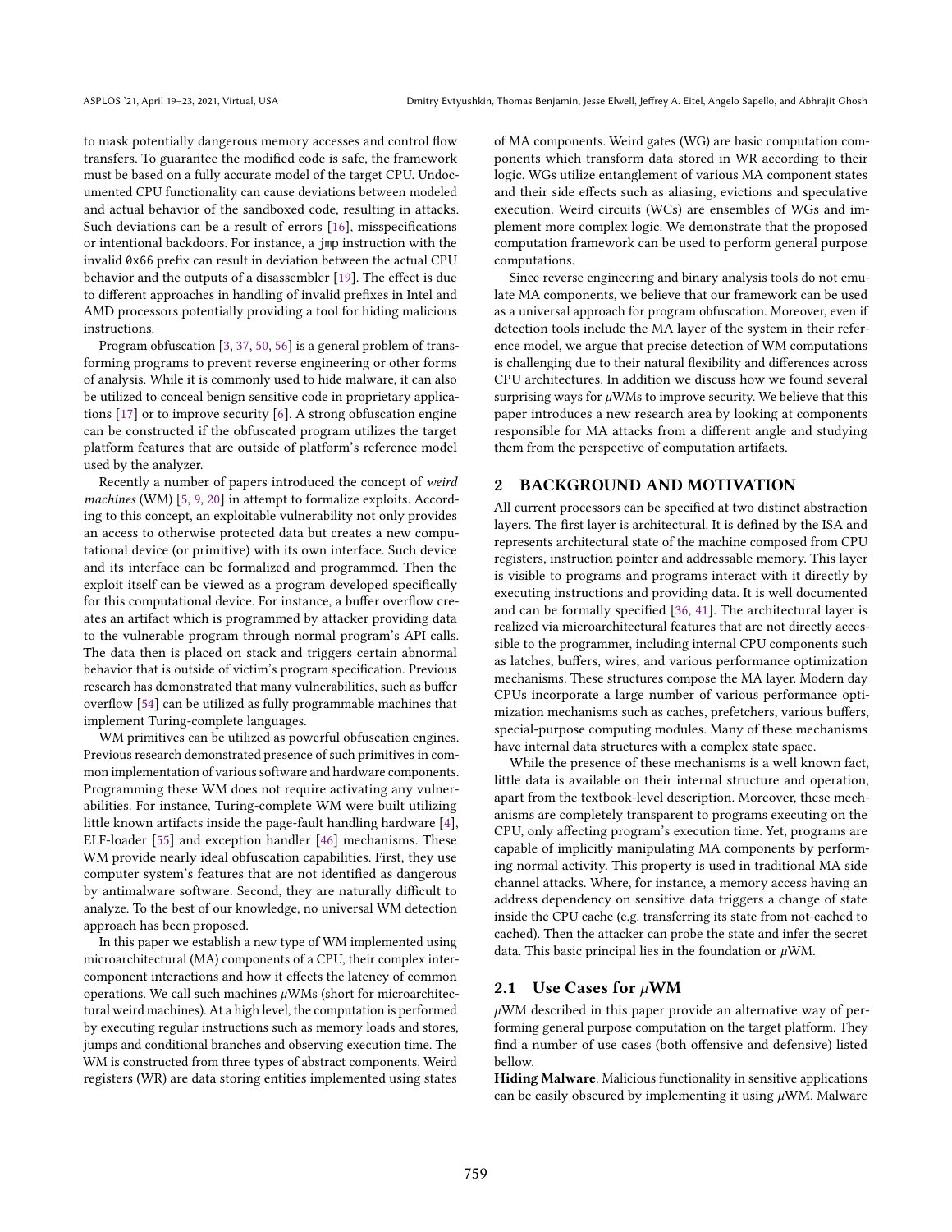to mask potentially dangerous memory accesses and control flow transfers. To guarantee the modified code is safe, the framework must be based on a fully accurate model of the target CPU. Undocumented CPU functionality can cause deviations between modeled and actual behavior of the sandboxed code, resulting in attacks. Such deviations can be a result of errors [16], misspecifications or intentional backdoors. For instance, a `jmp` instruction with the invalid `0x66` prefix can result in deviation between the actual CPU behavior and the outputs of a disassembler [19]. The effect is due to different approaches in handling of invalid prefixes in Intel and AMD processors potentially providing a tool for hiding malicious instructions.

Program obfuscation [3, 37, 50, 56] is a general problem of transforming programs to prevent reverse engineering or other forms of analysis. While it is commonly used to hide malware, it can also be utilized to conceal benign sensitive code in proprietary applications [17] or to improve security [6]. A strong obfuscation engine can be constructed if the obfuscated program utilizes the target platform features that are outside of platform's reference model used by the analyzer.

Recently a number of papers introduced the concept of *weird machines* (WM) [5, 9, 20] in attempt to formalize exploits. According to this concept, an exploitable vulnerability not only provides an access to otherwise protected data but creates a new computational device (or primitive) with its own interface. Such device and its interface can be formalized and programmed. Then the exploit itself can be viewed as a program developed specifically for this computational device. For instance, a buffer overflow creates an artifact which is programmed by attacker providing data to the vulnerable program through normal program's API calls. The data then is placed on stack and triggers certain abnormal behavior that is outside of victim's program specification. Previous research has demonstrated that many vulnerabilities, such as buffer overflow [54] can be utilized as fully programmable machines that implement Turing-complete languages.

WM primitives can be utilized as powerful obfuscation engines. Previous research demonstrated presence of such primitives in common implementation of various software and hardware components. Programming these WM does not require activating any vulnerabilities. For instance, Turing-complete WM were built utilizing little known artifacts inside the page-fault handling hardware [4], ELF-loader [55] and exception handler [46] mechanisms. These WM provide nearly ideal obfuscation capabilities. First, they use computer system's features that are not identified as dangerous by antimalware software. Second, they are naturally difficult to analyze. To the best of our knowledge, no universal WM detection approach has been proposed.

In this paper we establish a new type of WM implemented using microarchitectural (MA) components of a CPU, their complex intercomponent interactions and how it effects the latency of common operations. We call such machines $\mu$WMs (short for microarchitectural weird machines). At a high level, the computation is performed by executing regular instructions such as memory loads and stores, jumps and conditional branches and observing execution time. The WM is constructed from three types of abstract components. Weird registers (WR) are data storing entities implemented using states of MA components. Weird gates (WG) are basic computation components which transform data stored in WR according to their logic. WGs utilize entanglement of various MA component states and their side effects such as aliasing, evictions and speculative execution. Weird circuits (WCs) are ensembles of WGs and implement more complex logic. We demonstrate that the proposed computation framework can be used to perform general purpose computations.

Since reverse engineering and binary analysis tools do not emulate MA components, we believe that our framework can be used as a universal approach for program obfuscation. Moreover, even if detection tools include the MA layer of the system in their reference model, we argue that precise detection of WM computations is challenging due to their natural flexibility and differences across CPU architectures. In addition we discuss how we found several surprising ways for $\mu$WMs to improve security. We believe that this paper introduces a new research area by looking at components responsible for MA attacks from a different angle and studying them from the perspective of computation artifacts.

## 2 BACKGROUND AND MOTIVATION

All current processors can be specified at two distinct abstraction layers. The first layer is architectural. It is defined by the ISA and represents architectural state of the machine composed from CPU registers, instruction pointer and addressable memory. This layer is visible to programs and programs interact with it directly by executing instructions and providing data. It is well documented and can be formally specified [36, 41]. The architectural layer is realized via microarchitectural features that are not directly accessible to the programmer, including internal CPU components such as latches, buffers, wires, and various performance optimization mechanisms. These structures compose the MA layer. Modern day CPUs incorporate a large number of various performance optimization mechanisms such as caches, prefetchers, various buffers, special-purpose computing modules. Many of these mechanisms have internal data structures with a complex state space.

While the presence of these mechanisms is a well known fact, little data is available on their internal structure and operation, apart from the textbook-level description. Moreover, these mechanisms are completely transparent to programs executing on the CPU, only affecting program's execution time. Yet, programs are capable of implicitly manipulating MA components by performing normal activity. This property is used in traditional MA side channel attacks. Where, for instance, a memory access having an address dependency on sensitive data triggers a change of state inside the CPU cache (e.g. transferring its state from not-cached to cached). Then the attacker can probe the state and infer the secret data. This basic principal lies in the foundation or $\mu$WM.

### 2.1 Use Cases for $\mu$WM

$\mu$WM described in this paper provide an alternative way of performing general purpose computation on the target platform. They find a number of use cases (both offensive and defensive) listed bellow.

**Hiding Malware**. Malicious functionality in sensitive applications can be easily obscured by implementing it using $\mu$WM. Malware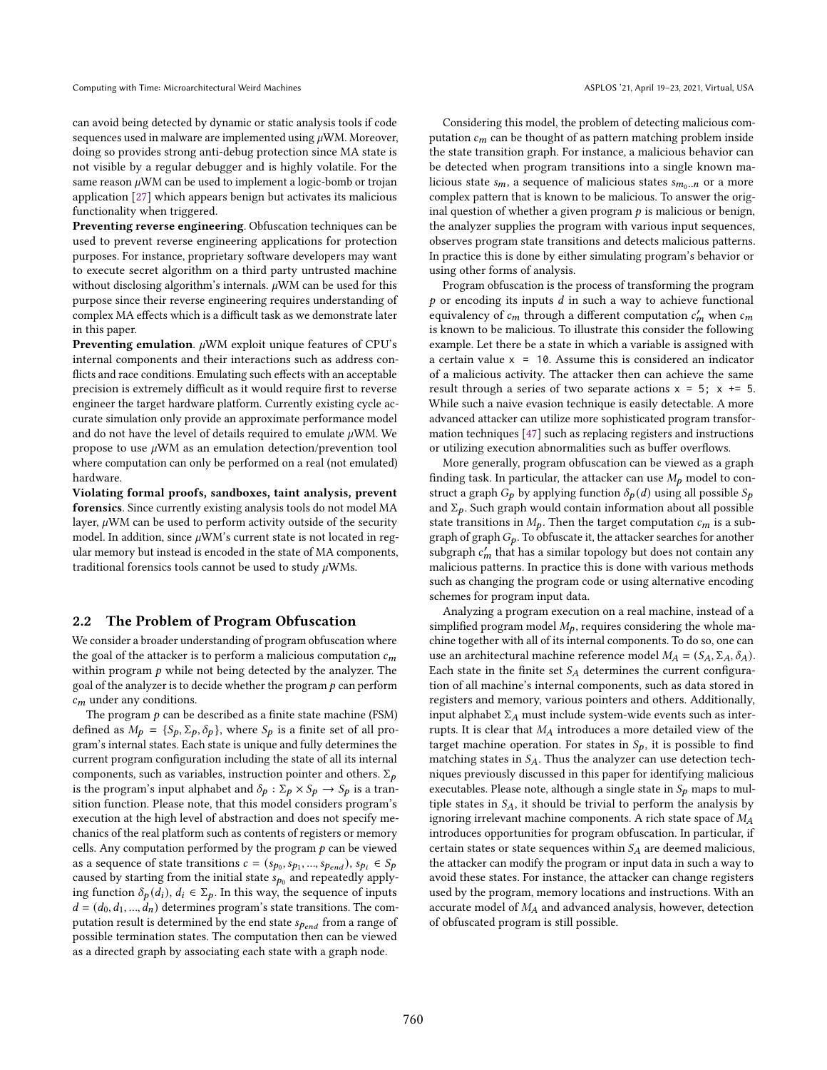can avoid being detected by dynamic or static analysis tools if code sequences used in malware are implemented using $\mu$WM. Moreover, doing so provides strong anti-debug protection since MA state is not visible by a regular debugger and is highly volatile. For the same reason $\mu$WM can be used to implement a logic-bomb or trojan application [27] which appears benign but activates its malicious functionality when triggered.

**Preventing reverse engineering**. Obfuscation techniques can be used to prevent reverse engineering applications for protection purposes. For instance, proprietary software developers may want to execute secret algorithm on a third party untrusted machine without disclosing algorithm's internals. $\mu$WM can be used for this purpose since their reverse engineering requires understanding of complex MA effects which is a difficult task as we demonstrate later in this paper.

**Preventing emulation**. $\mu$WM exploit unique features of CPU's internal components and their interactions such as address conflicts and race conditions. Emulating such effects with an acceptable precision is extremely difficult as it would require first to reverse engineer the target hardware platform. Currently existing cycle accurate simulation only provide an approximate performance model and do not have the level of details required to emulate $\mu$WM. We propose to use $\mu$WM as an emulation detection/prevention tool where computation can only be performed on a real (not emulated) hardware.

**Violating formal proofs, sandboxes, taint analysis, prevent forensics**. Since currently existing analysis tools do not model MA layer, $\mu$WM can be used to perform activity outside of the security model. In addition, since $\mu$WM's current state is not located in regular memory but instead is encoded in the state of MA components, traditional forensics tools cannot be used to study $\mu$WMs.

## 2.2 The Problem of Program Obfuscation

We consider a broader understanding of program obfuscation where the goal of the attacker is to perform a malicious computation $c_m$ within program $p$ while not being detected by the analyzer. The goal of the analyzer is to decide whether the program $p$ can perform $c_m$ under any conditions.

The program $p$ can be described as a finite state machine (FSM) defined as $M_p = \{S_p, \Sigma_p, \delta_p\}$, where $S_p$ is a finite set of all program's internal states. Each state is unique and fully determines the current program configuration including the state of all its internal components, such as variables, instruction pointer and others. $\Sigma_p$ is the program's input alphabet and $\delta_p : \Sigma_p \times S_p \to S_p$ is a transition function. Please note, that this model considers program's execution at the high level of abstraction and does not specify mechanics of the real platform such as contents of registers or memory cells. Any computation performed by the program $p$ can be viewed as a sequence of state transitions $c = (s_{p_0}, s_{p_1}, ..., s_{p_{end}})$, $s_{p_i} \in S_p$ caused by starting from the initial state $s_{p_0}$ and repeatedly applying function $\delta_p(d_i)$, $d_i \in \Sigma_p$. In this way, the sequence of inputs $d = (d_0, d_1, ..., d_n)$ determines program's state transitions. The computation result is determined by the end state $s_{p_{end}}$ from a range of possible termination states. The computation then can be viewed as a directed graph by associating each state with a graph node.

Considering this model, the problem of detecting malicious computation $c_m$ can be thought of as pattern matching problem inside the state transition graph. For instance, a malicious behavior can be detected when program transitions into a single known malicious state $s_m$, a sequence of malicious states $s_{m_{0..n}}$ or a more complex pattern that is known to be malicious. To answer the original question of whether a given program $p$ is malicious or benign, the analyzer supplies the program with various input sequences, observes program state transitions and detects malicious patterns. In practice this is done by either simulating program's behavior or using other forms of analysis.

Program obfuscation is the process of transforming the program $p$ or encoding its inputs $d$ in such a way to achieve functional equivalency of $c_m$ through a different computation $c'_m$ when $c_m$ is known to be malicious. To illustrate this consider the following example. Let there be a state in which a variable is assigned with a certain value `x = 10`. Assume this is considered an indicator of a malicious activity. The attacker then can achieve the same result through a series of two separate actions `x = 5; x += 5`. While such a naive evasion technique is easily detectable. A more advanced attacker can utilize more sophisticated program transformation techniques [47] such as replacing registers and instructions or utilizing execution abnormalities such as buffer overflows.

More generally, program obfuscation can be viewed as a graph finding task. In particular, the attacker can use $M_p$ model to construct a graph $G_p$ by applying function $\delta_p(d)$ using all possible $S_p$ and $\Sigma_p$. Such graph would contain information about all possible state transitions in $M_p$. Then the target computation $c_m$ is a subgraph of graph $G_p$. To obfuscate it, the attacker searches for another subgraph $c'_m$ that has a similar topology but does not contain any malicious patterns. In practice this is done with various methods such as changing the program code or using alternative encoding schemes for program input data.

Analyzing a program execution on a real machine, instead of a simplified program model $M_p$, requires considering the whole machine together with all of its internal components. To do so, one can use an architectural machine reference model $M_A = (S_A, \Sigma_A, \delta_A)$. Each state in the finite set $S_A$ determines the current configuration of all machine's internal components, such as data stored in registers and memory, various pointers and others. Additionally, input alphabet $\Sigma_A$ must include system-wide events such as interrupts. It is clear that $M_A$ introduces a more detailed view of the target machine operation. For states in $S_p$, it is possible to find matching states in $S_A$. Thus the analyzer can use detection techniques previously discussed in this paper for identifying malicious executables. Please note, although a single state in $S_p$ maps to multiple states in $S_A$, it should be trivial to perform the analysis by ignoring irrelevant machine components. A rich state space of $M_A$ introduces opportunities for program obfuscation. In particular, if certain states or state sequences within $S_A$ are deemed malicious, the attacker can modify the program or input data in such a way to avoid these states. For instance, the attacker can change registers used by the program, memory locations and instructions. With an accurate model of $M_A$ and advanced analysis, however, detection of obfuscated program is still possible.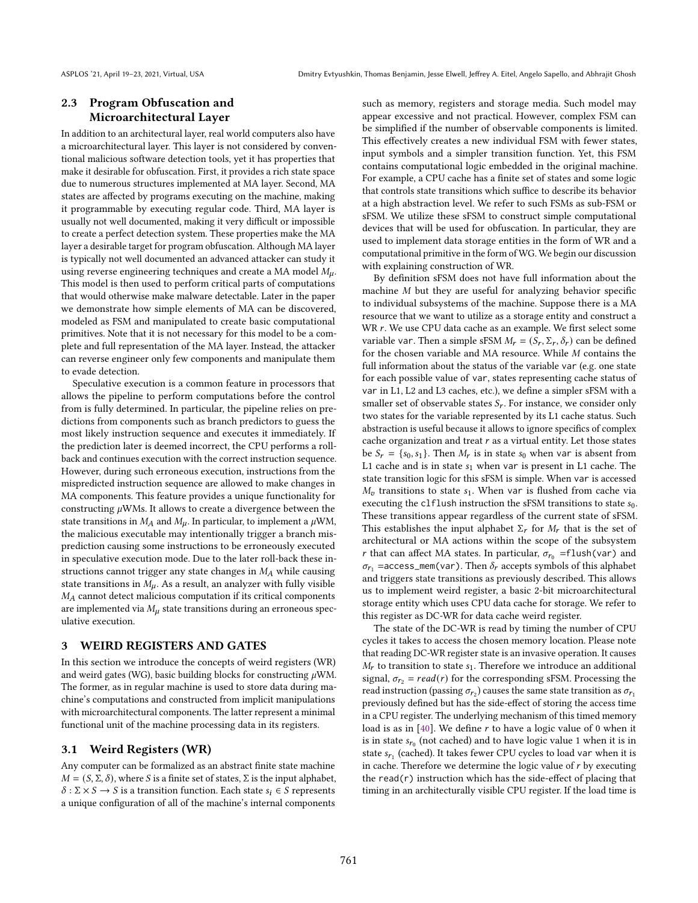### 2.3 Program Obfuscation and Microarchitectural Layer

In addition to an architectural layer, real world computers also have a microarchitectural layer. This layer is not considered by conventional malicious software detection tools, yet it has properties that make it desirable for obfuscation. First, it provides a rich state space due to numerous structures implemented at MA layer. Second, MA states are affected by programs executing on the machine, making it programmable by executing regular code. Third, MA layer is usually not well documented, making it very difficult or impossible to create a perfect detection system. These properties make the MA layer a desirable target for program obfuscation. Although MA layer is typically not well documented an advanced attacker can study it using reverse engineering techniques and create a MA model $M_\mu$. This model is then used to perform critical parts of computations that would otherwise make malware detectable. Later in the paper we demonstrate how simple elements of MA can be discovered, modeled as FSM and manipulated to create basic computational primitives. Note that it is not necessary for this model to be a complete and full representation of the MA layer. Instead, the attacker can reverse engineer only few components and manipulate them to evade detection.

Speculative execution is a common feature in processors that allows the pipeline to perform computations before the control from is fully determined. In particular, the pipeline relies on predictions from components such as branch predictors to guess the most likely instruction sequence and executes it immediately. If the prediction later is deemed incorrect, the CPU performs a roll-back and continues execution with the correct instruction sequence. However, during such erroneous execution, instructions from the mispredicted instruction sequence are allowed to make changes in MA components. This feature provides a unique functionality for constructing $\mu$WMs. It allows to create a divergence between the state transitions in $M_A$ and $M_\mu$. In particular, to implement a $\mu$WM, the malicious executable may intentionally trigger a branch misprediction causing some instructions to be erroneously executed in speculative execution mode. Due to the later roll-back these instructions cannot trigger any state changes in $M_A$ while causing state transitions in $M_\mu$. As a result, an analyzer with fully visible $M_A$ cannot detect malicious computation if its critical components are implemented via $M_\mu$ state transitions during an erroneous speculative execution.

## 3 WEIRD REGISTERS AND GATES

In this section we introduce the concepts of weird registers (WR) and weird gates (WG), basic building blocks for constructing $\mu$WM. The former, as in regular machine is used to store data during machine's computations and constructed from implicit manipulations with microarchitectural components. The latter represent a minimal functional unit of the machine processing data in its registers.

### 3.1 Weird Registers (WR)

Any computer can be formalized as an abstract finite state machine $M = (S, \Sigma, \delta)$, where $S$ is a finite set of states, $\Sigma$ is the input alphabet, $\delta : \Sigma \times S \rightarrow S$ is a transition function. Each state $s_i \in S$ represents a unique configuration of all of the machine's internal components such as memory, registers and storage media. Such model may appear excessive and not practical. However, complex FSM can be simplified if the number of observable components is limited. This effectively creates a new individual FSM with fewer states, input symbols and a simpler transition function. Yet, this FSM contains computational logic embedded in the original machine. For example, a CPU cache has a finite set of states and some logic that controls state transitions which suffice to describe its behavior at a high abstraction level. We refer to such FSMs as sub-FSM or sFSM. We utilize these sFSM to construct simple computational devices that will be used for obfuscation. In particular, they are used to implement data storage entities in the form of WR and a computational primitive in the form of WG. We begin our discussion with explaining construction of WR.

By definition sFSM does not have full information about the machine $M$ but they are useful for analyzing behavior specific to individual subsystems of the machine. Suppose there is a MA resource that we want to utilize as a storage entity and construct a WR $r$. We use CPU data cache as an example. We first select some variable `var`. Then a simple sFSM $M_r = (S_r, \Sigma_r, \delta_r)$ can be defined for the chosen variable and MA resource. While $M$ contains the full information about the status of the variable `var` (e.g. one state for each possible value of `var`, states representing cache status of `var` in L1, L2 and L3 caches, etc.), we define a simpler sFSM with a smaller set of observable states $S_r$. For instance, we consider only two states for the variable represented by its L1 cache status. Such abstraction is useful because it allows to ignore specifics of complex cache organization and treat $r$ as a virtual entity. Let those states be $S_r = \{s_0, s_1\}$. Then $M_r$ is in state $s_0$ when `var` is absent from L1 cache and is in state $s_1$ when `var` is present in L1 cache. The state transition logic for this sFSM is simple. When `var` is accessed $M_v$ transitions to state $s_1$. When `var` is flushed from cache via executing the `clflush` instruction the sFSM transitions to state $s_0$. These transitions appear regardless of the current state of sFSM. This establishes the input alphabet $\Sigma_r$ for $M_r$ that is the set of architectural or MA actions within the scope of the subsystem $r$ that can affect MA states. In particular, $\sigma_{r_0}$ =`flush(var)` and $\sigma_{r_1}$ =`access_mem(var)`. Then $\delta_r$ accepts symbols of this alphabet and triggers state transitions as previously described. This allows us to implement weird register, a basic 2-bit microarchitectural storage entity which uses CPU data cache for storage. We refer to this register as DC-WR for data cache weird register.

The state of the DC-WR is read by timing the number of CPU cycles it takes to access the chosen memory location. Please note that reading DC-WR register state is an invasive operation. It causes $M_r$ to transition to state $s_1$. Therefore we introduce an additional signal, $\sigma_{r_2} = read(r)$ for the corresponding sFSM. Processing the read instruction (passing $\sigma_{r_2}$) causes the same state transition as $\sigma_{r_1}$ previously defined but has the side-effect of storing the access time in a CPU register. The underlying mechanism of this timed memory load is as in [40]. We define $r$ to have a logic value of 0 when it is in state $s_{r_0}$ (not cached) and to have logic value 1 when it is in state $s_{r_1}$ (cached). It takes fewer CPU cycles to load `var` when it is in cache. Therefore we determine the logic value of $r$ by executing the `read(r)` instruction which has the side-effect of placing that timing in an architecturally visible CPU register. If the load time is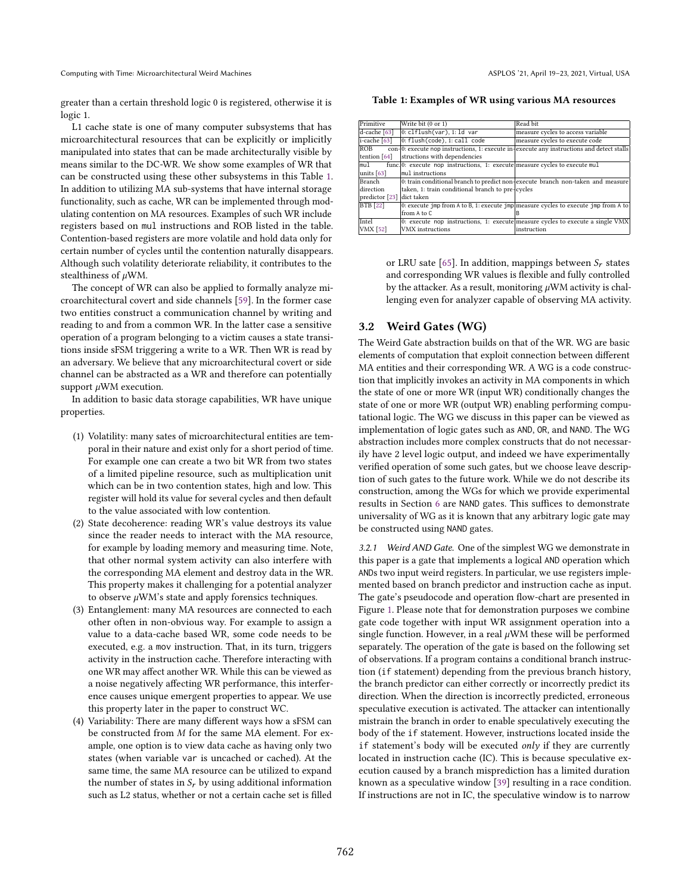greater than a certain threshold logic 0 is registered, otherwise it is logic 1.

L1 cache state is one of many computer subsystems that has microarchitectural resources that can be explicitly or implicitly manipulated into states that can be made architecturally visible by means similar to the DC-WR. We show some examples of WR that can be constructed using these other subsystems in this Table 1. In addition to utilizing MA sub-systems that have internal storage functionality, such as cache, WR can be implemented through modulating contention on MA resources. Examples of such WR include registers based on mul instructions and ROB listed in the table. Contention-based registers are more volatile and hold data only for certain number of cycles until the contention naturally disappears. Although such volatility deteriorate reliability, it contributes to the stealthiness of $\mu$WM.

The concept of WR can also be applied to formally analyze microarchitectural covert and side channels [59]. In the former case two entities construct a communication channel by writing and reading to and from a common WR. In the latter case a sensitive operation of a program belonging to a victim causes a state transitions inside sFSM triggering a write to a WR. Then WR is read by an adversary. We believe that any microarchitectural covert or side channel can be abstracted as a WR and therefore can potentially support $\mu$WM execution.

In addition to basic data storage capabilities, WR have unique properties.

(1) Volatility: many sates of microarchitectural entities are temporal in their nature and exist only for a short period of time. For example one can create a two bit WR from two states of a limited pipeline resource, such as multiplication unit which can be in two contention states, high and low. This register will hold its value for several cycles and then default to the value associated with low contention.
(2) State decoherence: reading WR's value destroys its value since the reader needs to interact with the MA resource, for example by loading memory and measuring time. Note, that other normal system activity can also interfere with the corresponding MA element and destroy data in the WR. This property makes it challenging for a potential analyzer to observe $\mu$WM's state and apply forensics techniques.
(3) Entanglement: many MA resources are connected to each other often in non-obvious way. For example to assign a value to a data-cache based WR, some code needs to be executed, e.g. a mov instruction. That, in its turn, triggers activity in the instruction cache. Therefore interacting with one WR may affect another WR. While this can be viewed as a noise negatively affecting WR performance, this interference causes unique emergent properties to appear. We use this property later in the paper to construct WC.
(4) Variability: There are many different ways how a sFSM can be constructed from $M$ for the same MA element. For example, one option is to view data cache as having only two states (when variable var is uncached or cached). At the same time, the same MA resource can be utilized to expand the number of states in $S_r$ by using additional information such as L2 status, whether or not a certain cache set is filled or LRU sate [65]. In addition, mappings between $S_r$ states and corresponding WR values is flexible and fully controlled by the attacker. As a result, monitoring $\mu$WM activity is challenging even for analyzer capable of observing MA activity.

**Table 1: Examples of WR using various MA resources**

| Primitive | Write bit (0 or 1) | Read bit |
|---|---|---|
| d-cache [63] | 0: clflush(var), 1: ld var | measure cycles to access variable |
| i-cache [63] | 0: flush(code), 1: call code | measure cycles to execute code |
| ROB contention [64] | 0: execute nop instructions, 1: execute instructions with dependencies | execute any instructions and detect stalls |
| mul func. units [63] | 0: execute nop instructions, 1: execute mul instructions | measure cycles to execute mul |
| Branch direction predictor [23] | 0: train conditional branch to predict non-taken, 1: train conditional branch to predict taken | execute branch non-taken and measure cycles |
| BTB [22] | 0: execute jmp from A to B, 1: execute jmp from A to C | measure cycles to execute jmp from A to B |
| Intel VMX [52] | 0: execute nop instructions, 1: execute VMX instructions | measure cycles to execute a single VMX instruction |

## 3.2 Weird Gates (WG)

The Weird Gate abstraction builds on that of the WR. WG are basic elements of computation that exploit connection between different MA entities and their corresponding WR. A WG is a code construction that implicitly invokes an activity in MA components in which the state of one or more WR (input WR) conditionally changes the state of one or more WR (output WR) enabling performing computational logic. The WG we discuss in this paper can be viewed as implementation of logic gates such as AND, OR, and NAND. The WG abstraction includes more complex constructs that do not necessarily have 2 level logic output, and indeed we have experimentally verified operation of some such gates, but we choose leave description of such gates to the future work. While we do not describe its construction, among the WGs for which we provide experimental results in Section 6 are NAND gates. This suffices to demonstrate universality of WG as it is known that any arbitrary logic gate may be constructed using NAND gates.

*3.2.1 Weird AND Gate.* One of the simplest WG we demonstrate in this paper is a gate that implements a logical AND operation which ANDs two input weird registers. In particular, we use registers implemented based on branch predictor and instruction cache as input. The gate's pseudocode and operation flow-chart are presented in Figure 1. Please note that for demonstration purposes we combine gate code together with input WR assignment operation into a single function. However, in a real $\mu$WM these will be performed separately. The operation of the gate is based on the following set of observations. If a program contains a conditional branch instruction (if statement) depending from the previous branch history, the branch predictor can either correctly or incorrectly predict its direction. When the direction is incorrectly predicted, erroneous speculative execution is activated. The attacker can intentionally mistrain the branch in order to enable speculatively executing the body of the if statement. However, instructions located inside the if statement's body will be executed *only* if they are currently located in instruction cache (IC). This is because speculative execution caused by a branch misprediction has a limited duration known as a speculative window [39] resulting in a race condition. If instructions are not in IC, the speculative window is to narrow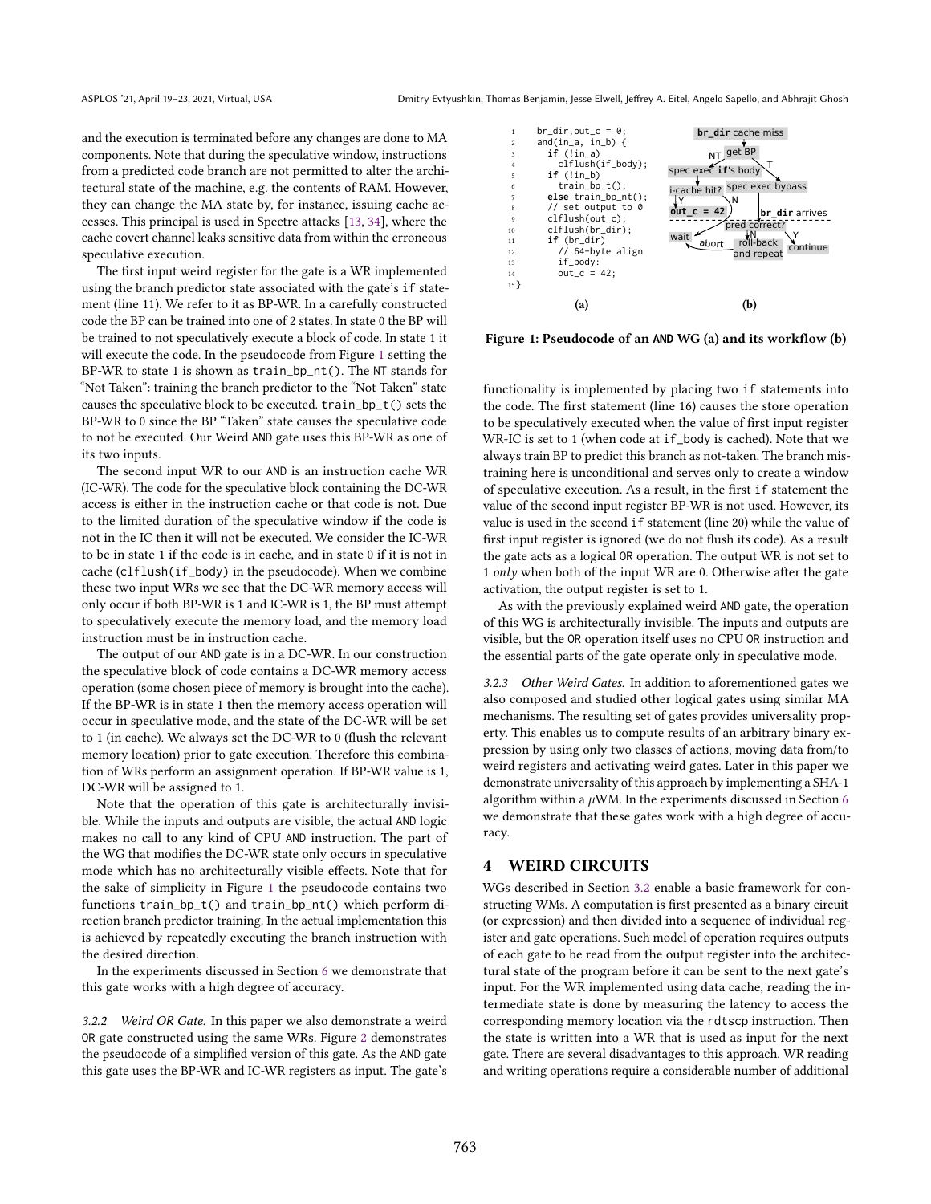and the execution is terminated before any changes are done to MA components. Note that during the speculative window, instructions from a predicted code branch are not permitted to alter the architectural state of the machine, e.g. the contents of RAM. However, they can change the MA state by, for instance, issuing cache accesses. This principal is used in Spectre attacks [13, 34], where the cache covert channel leaks sensitive data from within the erroneous speculative execution.

The first input weird register for the gate is a WR implemented using the branch predictor state associated with the gate's `if` statement (line 11). We refer to it as BP-WR. In a carefully constructed code the BP can be trained into one of 2 states. In state 0 the BP will be trained to not speculatively execute a block of code. In state 1 it will execute the code. In the pseudocode from Figure 1 setting the BP-WR to state 1 is shown as `train_bp_nt()`. The NT stands for "Not Taken": training the branch predictor to the "Not Taken" state causes the speculative block to be executed. `train_bp_t()` sets the BP-WR to 0 since the BP "Taken" state causes the speculative code to not be executed. Our Weird AND gate uses this BP-WR as one of its two inputs.

The second input WR to our AND is an instruction cache WR (IC-WR). The code for the speculative block containing the DC-WR access is either in the instruction cache or that code is not. Due to the limited duration of the speculative window if the code is not in the IC then it will not be executed. We consider the IC-WR to be in state 1 if the code is in cache, and in state 0 if it is not in cache (`clflush(if_body)` in the pseudocode). When we combine these two input WRs we see that the DC-WR memory access will only occur if both BP-WR is 1 and IC-WR is 1, the BP must attempt to speculatively execute the memory load, and the memory load instruction must be in instruction cache.

The output of our AND gate is in a DC-WR. In our construction the speculative block of code contains a DC-WR memory access operation (some chosen piece of memory is brought into the cache). If the BP-WR is in state 1 then the memory access operation will occur in speculative mode, and the state of the DC-WR will be set to 1 (in cache). We always set the DC-WR to 0 (flush the relevant memory location) prior to gate execution. Therefore this combination of WRs perform an assignment operation. If BP-WR value is 1, DC-WR will be assigned to 1.

Note that the operation of this gate is architecturally invisible. While the inputs and outputs are visible, the actual AND logic makes no call to any kind of CPU AND instruction. The part of the WG that modifies the DC-WR state only occurs in speculative mode which has no architecturally visible effects. Note that for the sake of simplicity in Figure 1 the pseudocode contains two functions `train_bp_t()` and `train_bp_nt()` which perform direction branch predictor training. In the actual implementation this is achieved by repeatedly executing the branch instruction with the desired direction.

In the experiments discussed in Section 6 we demonstrate that this gate works with a high degree of accuracy.

*3.2.2 Weird OR Gate.* In this paper we also demonstrate a weird OR gate constructed using the same WRs. Figure 2 demonstrates the pseudocode of a simplified version of this gate. As the AND gate this gate uses the BP-WR and IC-WR registers as input. The gate's

```
1  br_dir,out_c = 0;
2  and(in_a, in_b) {
3    if (!in_a)
4      clflush(if_body);
5    if (!in_b)
6      train_bp_t();
7    else train_bp_nt();
8    // set output to 0
9    clflush(out_c);
10   clflush(br_dir);
11   if (br_dir)
12     // 64-byte align
13     if_body:
14     out_c = 42;
15 }
```

(a)

(b) br_dir cache miss → get BP → NT: spec exec if's body → i-cache hit? → Y: out_c = 42; N: wait; T: spec exec bypass; br_dir arrives → pred correct? → N: roll-back and repeat (abort); Y: continue

**Figure 1: Pseudocode of an AND WG (a) and its workflow (b)**

functionality is implemented by placing two `if` statements into the code. The first statement (line 16) causes the store operation to be speculatively executed when the value of first input register WR-IC is set to 1 (when code at `if_body` is cached). Note that we always train BP to predict this branch as not-taken. The branch mistraining here is unconditional and serves only to create a window of speculative execution. As a result, in the first `if` statement the value of the second input register BP-WR is not used. However, its value is used in the second `if` statement (line 20) while the value of first input register is ignored (we do not flush its code). As a result the gate acts as a logical OR operation. The output WR is not set to 1 *only* when both of the input WR are 0. Otherwise after the gate activation, the output register is set to 1.

As with the previously explained weird AND gate, the operation of this WG is architecturally invisible. The inputs and outputs are visible, but the OR operation itself uses no CPU OR instruction and the essential parts of the gate operate only in speculative mode.

*3.2.3 Other Weird Gates.* In addition to aforementioned gates we also composed and studied other logical gates using similar MA mechanisms. The resulting set of gates provides universality property. This enables us to compute results of an arbitrary binary expression by using only two classes of actions, moving data from/to weird registers and activating weird gates. Later in this paper we demonstrate universality of this approach by implementing a SHA-1 algorithm within a $\mu$WM. In the experiments discussed in Section 6 we demonstrate that these gates work with a high degree of accuracy.

## 4 WEIRD CIRCUITS

WGs described in Section 3.2 enable a basic framework for constructing WMs. A computation is first presented as a binary circuit (or expression) and then divided into a sequence of individual register and gate operations. Such model of operation requires outputs of each gate to be read from the output register into the architectural state of the program before it can be sent to the next gate's input. For the WR implemented using data cache, reading the intermediate state is done by measuring the latency to access the corresponding memory location via the `rdtscp` instruction. Then the state is written into a WR that is used as input for the next gate. There are several disadvantages to this approach. WR reading and writing operations require a considerable number of additional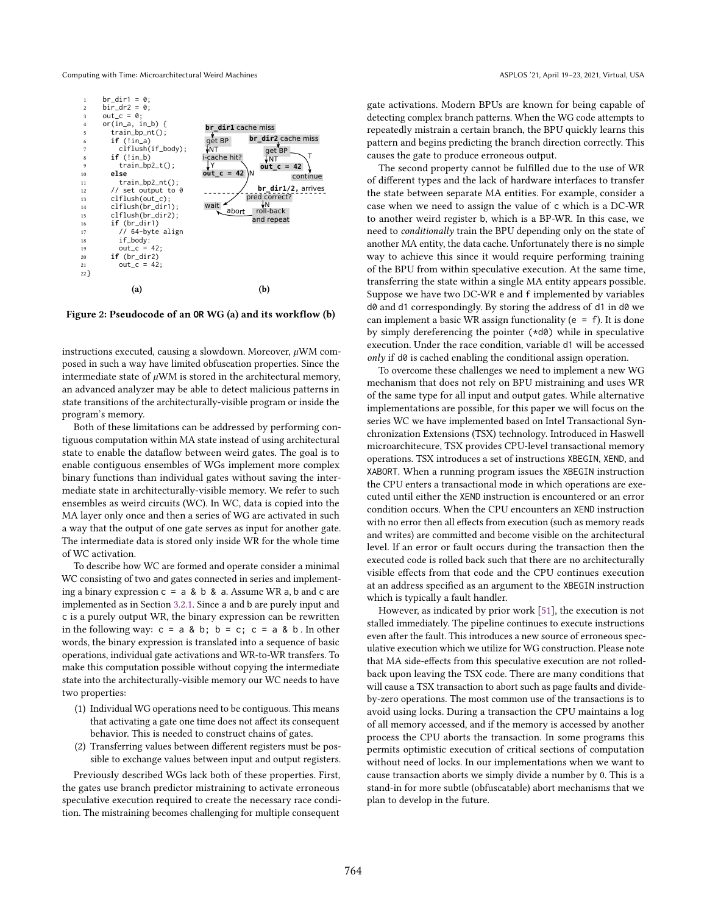```
1  br_dir1 = 0;
2  bir_dr2 = 0;
3  out_c = 0;
4  or(in_a, in_b) {
5    train_bp_nt();
6    if (!in_a)
7      clflush(if_body);
8    if (!in_b)
9      train_bp2_t();
10   else
11     train_bp2_nt();
12   // set output to 0
13   clflush(out_c);
14   clflush(br_dir1);
15   clflush(br_dir2);
16   if (br_dir1)
17     // 64-byte align
18     if_body:
19     out_c = 42;
20   if (br_dir2)
21     out_c = 42;
22 }
```

(a) (b)

**Figure 2: Pseudocode of an OR WG (a) and its workflow (b)**

instructions executed, causing a slowdown. Moreover, μWM composed in such a way have limited obfuscation properties. Since the intermediate state of μWM is stored in the architectural memory, an advanced analyzer may be able to detect malicious patterns in state transitions of the architecturally-visible program or inside the program's memory.

Both of these limitations can be addressed by performing contiguous computation within MA state instead of using architectural state to enable the dataflow between weird gates. The goal is to enable contiguous ensembles of WGs implement more complex binary functions than individual gates without saving the intermediate state in architecturally-visible memory. We refer to such ensembles as weird circuits (WC). In WC, data is copied into the MA layer only once and then a series of WG are activated in such a way that the output of one gate serves as input for another gate. The intermediate data is stored only inside WR for the whole time of WC activation.

To describe how WC are formed and operate consider a minimal WC consisting of two and gates connected in series and implementing a binary expression `c = a & b & a`. Assume WR a, b and c are implemented as in Section 3.2.1. Since a and b are purely input and c is a purely output WR, the binary expression can be rewritten in the following way: `c = a & b; b = c; c = a & b`. In other words, the binary expression is translated into a sequence of basic operations, individual gate activations and WR-to-WR transfers. To make this computation possible without copying the intermediate state into the architecturally-visible memory our WC needs to have two properties:

1. Individual WG operations need to be contiguous. This means that activating a gate one time does not affect its consequent behavior. This is needed to construct chains of gates.
2. Transferring values between different registers must be possible to exchange values between input and output registers.

Previously described WGs lack both of these properties. First, the gates use branch predictor mistraining to activate erroneous speculative execution required to create the necessary race condition. The mistraining becomes challenging for multiple consequent gate activations. Modern BPUs are known for being capable of detecting complex branch patterns. When the WG code attempts to repeatedly mistrain a certain branch, the BPU quickly learns this pattern and begins predicting the branch direction correctly. This causes the gate to produce erroneous output.

The second property cannot be fulfilled due to the use of WR of different types and the lack of hardware interfaces to transfer the state between separate MA entities. For example, consider a case when we need to assign the value of c which is a DC-WR to another weird register b, which is a BP-WR. In this case, we need to *conditionally* train the BPU depending only on the state of another MA entity, the data cache. Unfortunately there is no simple way to achieve this since it would require performing training of the BPU from within speculative execution. At the same time, transferring the state within a single MA entity appears possible. Suppose we have two DC-WR e and f implemented by variables d0 and d1 correspondingly. By storing the address of d1 in d0 we can implement a basic WR assign functionality (`e = f`). It is done by simply dereferencing the pointer (`*d0`) while in speculative execution. Under the race condition, variable d1 will be accessed *only* if d0 is cached enabling the conditional assign operation.

To overcome these challenges we need to implement a new WG mechanism that does not rely on BPU mistraining and uses WR of the same type for all input and output gates. While alternative implementations are possible, for this paper we will focus on the series WC we have implemented based on Intel Transactional Synchronization Extensions (TSX) technology. Introduced in Haswell microarchitecure, TSX provides CPU-level transactional memory operations. TSX introduces a set of instructions XBEGIN, XEND, and XABORT. When a running program issues the XBEGIN instruction the CPU enters a transactional mode in which operations are executed until either the XEND instruction is encountered or an error condition occurs. When the CPU encounters an XEND instruction with no error then all effects from execution (such as memory reads and writes) are committed and become visible on the architectural level. If an error or fault occurs during the transaction then the executed code is rolled back such that there are no architecturally visible effects from that code and the CPU continues execution at an address specified as an argument to the XBEGIN instruction which is typically a fault handler.

However, as indicated by prior work [51], the execution is not stalled immediately. The pipeline continues to execute instructions even after the fault. This introduces a new source of erroneous speculative execution which we utilize for WG construction. Please note that MA side-effects from this speculative execution are not rolled-back upon leaving the TSX code. There are many conditions that will cause a TSX transaction to abort such as page faults and divide-by-zero operations. The most common use of the transactions is to avoid using locks. During a transaction the CPU maintains a log of all memory accessed, and if the memory is accessed by another process the CPU aborts the transaction. In some programs this permits optimistic execution of critical sections of computation without need of locks. In our implementations when we want to cause transaction aborts we simply divide a number by 0. This is a stand-in for more subtle (obfuscatable) abort mechanisms that we plan to develop in the future.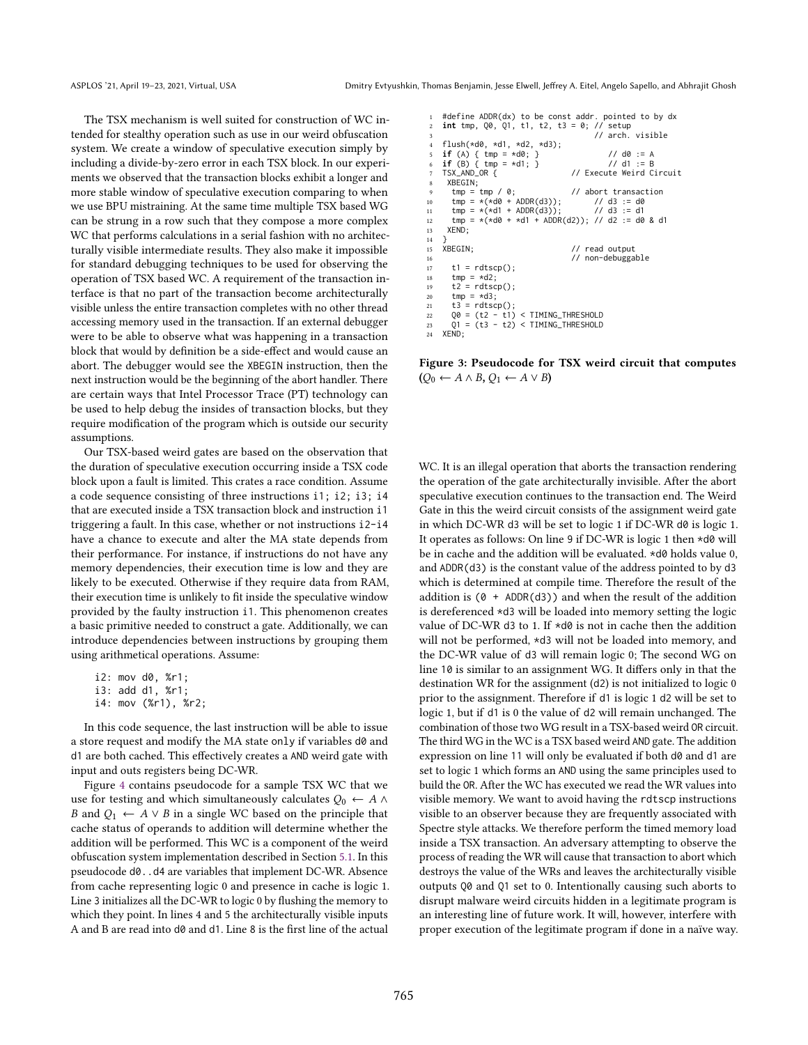The TSX mechanism is well suited for construction of WC intended for stealthy operation such as use in our weird obfuscation system. We create a window of speculative execution simply by including a divide-by-zero error in each TSX block. In our experiments we observed that the transaction blocks exhibit a longer and more stable window of speculative execution comparing to when we use BPU mistraining. At the same time multiple TSX based WG can be strung in a row such that they compose a more complex WC that performs calculations in a serial fashion with no architecturally visible intermediate results. They also make it impossible for standard debugging techniques to be used for observing the operation of TSX based WC. A requirement of the transaction interface is that no part of the transaction become architecturally visible unless the entire transaction completes with no other thread accessing memory used in the transaction. If an external debugger were to be able to observe what was happening in a transaction block that would by definition be a side-effect and would cause an abort. The debugger would see the XBEGIN instruction, then the next instruction would be the beginning of the abort handler. There are certain ways that Intel Processor Trace (PT) technology can be used to help debug the insides of transaction blocks, but they require modification of the program which is outside our security assumptions.

Our TSX-based weird gates are based on the observation that the duration of speculative execution occurring inside a TSX code block upon a fault is limited. This crates a race condition. Assume a code sequence consisting of three instructions i1; i2; i3; i4 that are executed inside a TSX transaction block and instruction i1 triggering a fault. In this case, whether or not instructions i2-i4 have a chance to execute and alter the MA state depends from their performance. For instance, if instructions do not have any memory dependencies, their execution time is low and they are likely to be executed. Otherwise if they require data from RAM, their execution time is unlikely to fit inside the speculative window provided by the faulty instruction i1. This phenomenon creates a basic primitive needed to construct a gate. Additionally, we can introduce dependencies between instructions by grouping them using arithmetical operations. Assume:

```
i2: mov d0, %r1;
i3: add d1, %r1;
i4: mov (%r1), %r2;
```

In this code sequence, the last instruction will be able to issue a store request and modify the MA state only if variables d0 and d1 are both cached. This effectively creates a AND weird gate with input and outs registers being DC-WR.

Figure 4 contains pseudocode for a sample TSX WC that we use for testing and which simultaneously calculates $Q_0 \leftarrow A \wedge B$ and $Q_1 \leftarrow A \vee B$ in a single WC based on the principle that cache status of operands to addition will determine whether the addition will be performed. This WC is a component of the weird obfuscation system implementation described in Section 5.1. In this pseudocode d0..d4 are variables that implement DC-WR. Absence from cache representing logic 0 and presence in cache is logic 1. Line 3 initializes all the DC-WR to logic 0 by flushing the memory to which they point. In lines 4 and 5 the architecturally visible inputs A and B are read into d0 and d1. Line 8 is the first line of the actual

```
1  #define ADDR(dx) to be const addr. pointed to by dx
2  int tmp, Q0, Q1, t1, t2, t3 = 0; // setup
3                                   // arch. visible
4  flush(*d0, *d1, *d2, *d3);
5  if (A) { tmp = *d0; }              // d0 := A
6  if (B) { tmp = *d1; }              // d1 := B
7  TSX_AND_OR {                 // Execute Weird Circuit
8   XBEGIN;
9    tmp = tmp / 0;             // abort transaction
10   tmp = *(*d0 + ADDR(d3));        // d3 := d0
11   tmp = *(*d1 + ADDR(d3));        // d3 := d1
12   tmp = *(*d0 + *d1 + ADDR(d2)); // d2 := d0 & d1
13  XEND;
14 }
15 XBEGIN;                      // read output
16                              // non-debuggable
17   t1 = rdtscp();
18   tmp = *d2;
19   t2 = rdtscp();
20   tmp = *d3;
21   t3 = rdtscp();
22   Q0 = (t2 - t1) < TIMING_THRESHOLD
23   Q1 = (t3 - t2) < TIMING_THRESHOLD
24 XEND;
```

**Figure 3: Pseudocode for TSX weird circuit that computes ($Q_0 \leftarrow A \wedge B$, $Q_1 \leftarrow A \vee B$)**

WC. It is an illegal operation that aborts the transaction rendering the operation of the gate architecturally invisible. After the abort speculative execution continues to the transaction end. The Weird Gate in this the weird circuit consists of the assignment weird gate in which DC-WR d3 will be set to logic 1 if DC-WR d0 is logic 1. It operates as follows: On line 9 if DC-WR is logic 1 then *d0 will be in cache and the addition will be evaluated. *d0 holds value 0, and ADDR(d3) is the constant value of the address pointed to by d3 which is determined at compile time. Therefore the result of the addition is (0 + ADDR(d3)) and when the result of the addition is dereferenced *d3 will be loaded into memory setting the logic value of DC-WR d3 to 1. If *d0 is not in cache then the addition will not be performed, *d3 will not be loaded into memory, and the DC-WR value of d3 will remain logic 0; The second WG on line 10 is similar to an assignment WG. It differs only in that the destination WR for the assignment (d2) is not initialized to logic 0 prior to the assignment. Therefore if d1 is logic 1 d2 will be set to logic 1, but if d1 is 0 the value of d2 will remain unchanged. The combination of those two WG result in a TSX-based weird OR circuit. The third WG in the WC is a TSX based weird AND gate. The addition expression on line 11 will only be evaluated if both d0 and d1 are set to logic 1 which forms an AND using the same principles used to build the OR. After the WC has executed we read the WR values into visible memory. We want to avoid having the rdtscp instructions visible to an observer because they are frequently associated with Spectre style attacks. We therefore perform the timed memory load inside a TSX transaction. An adversary attempting to observe the process of reading the WR will cause that transaction to abort which destroys the value of the WRs and leaves the architecturally visible outputs Q0 and Q1 set to 0. Intentionally causing such aborts to disrupt malware weird circuits hidden in a legitimate program is an interesting line of future work. It will, however, interfere with proper execution of the legitimate program if done in a naïve way.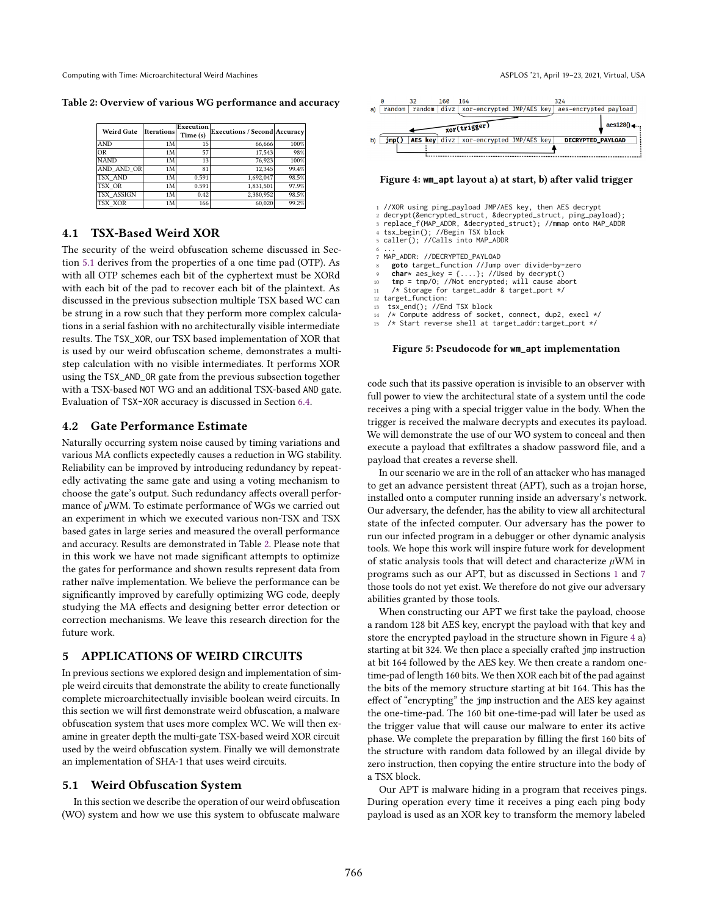**Table 2: Overview of various WG performance and accuracy**

| Weird Gate | Iterations | Execution Time (s) | Executions / Second | Accuracy |
|---|---|---|---|---|
| AND | 1M | 15 | 66,666 | 100% |
| OR | 1M | 57 | 17,543 | 98% |
| NAND | 1M | 13 | 76,923 | 100% |
| AND_AND_OR | 1M | 81 | 12,345 | 99.4% |
| TSX_AND | 1M | 0.591 | 1,692,047 | 98.5% |
| TSX_OR | 1M | 0.591 | 1,831,501 | 97.9% |
| TSX_ASSIGN | 1M | 0.42 | 2,380,952 | 98.5% |
| TSX_XOR | 1M | 166 | 60,020 | 99.2% |

## 4.1 TSX-Based Weird XOR

The security of the weird obfuscation scheme discussed in Section 5.1 derives from the properties of a one time pad (OTP). As with all OTP schemes each bit of the cyphertext must be XORd with each bit of the pad to recover each bit of the plaintext. As discussed in the previous subsection multiple TSX based WC can be strung in a row such that they perform more complex calculations in a serial fashion with no architecturally visible intermediate results. The TSX_XOR, our TSX based implementation of XOR that is used by our weird obfuscation scheme, demonstrates a multi-step calculation with no visible intermediates. It performs XOR using the TSX_AND_OR gate from the previous subsection together with a TSX-based NOT WG and an additional TSX-based AND gate. Evaluation of TSX-XOR accuracy is discussed in Section 6.4.

## 4.2 Gate Performance Estimate

Naturally occurring system noise caused by timing variations and various MA conflicts expectedly causes a reduction in WG stability. Reliability can be improved by introducing redundancy by repeatedly activating the same gate and using a voting mechanism to choose the gate's output. Such redundancy affects overall performance of $\mu$WM. To estimate performance of WGs we carried out an experiment in which we executed various non-TSX and TSX based gates in large series and measured the overall performance and accuracy. Results are demonstrated in Table 2. Please note that in this work we have not made significant attempts to optimize the gates for performance and shown results represent data from rather naïve implementation. We believe the performance can be significantly improved by carefully optimizing WG code, deeply studying the MA effects and designing better error detection or correction mechanisms. We leave this research direction for the future work.

# 5 APPLICATIONS OF WEIRD CIRCUITS

In previous sections we explored design and implementation of simple weird circuits that demonstrate the ability to create functionally complete microarchitectually invisible boolean weird circuits. In this section we will first demonstrate weird obfuscation, a malware obfuscation system that uses more complex WC. We will then examine in greater depth the multi-gate TSX-based weird XOR circuit used by the weird obfuscation system. Finally we will demonstrate an implementation of SHA-1 that uses weird circuits.

## 5.1 Weird Obfuscation System

In this section we describe the operation of our weird obfuscation (WO) system and how we use this system to obfuscate malware

```
0        32       160  164                       324
a) | random | random | divz | xor-encrypted JMP/AES key | aes-encrypted payload |
                          xor(trigger)                    aes128()
b) | jmp() | AES key | divz | xor-encrypted JMP/AES key | DECRYPTED_PAYLOAD |
```

**Figure 4: wm_apt layout a) at start, b) after valid trigger**

```
1  //XOR using ping_payload JMP/AES key, then AES decrypt
2  decrypt(&encrypted_struct, &decrypted_struct, ping_payload);
3  replace_f(MAP_ADDR, &decrypted_struct); //mmap onto MAP_ADDR
4  tsx_begin(); //Begin TSX block
5  caller(); //Calls into MAP_ADDR
6  ...
7  MAP_ADDR: //DECRYPTED_PAYLOAD
8    goto target_function //Jump over divide-by-zero
9    char* aes_key = {....}; //Used by decrypt()
10   tmp = tmp/0; //Not encrypted; will cause abort
11   /* Storage for target_addr & target_port */
12 target_function:
13   tsx_end(); //End TSX block
14   /* Compute address of socket, connect, dup2, execl */
15   /* Start reverse shell at target_addr:target_port */
```

**Figure 5: Pseudocode for wm_apt implementation**

code such that its passive operation is invisible to an observer with full power to view the architectural state of a system until the code receives a ping with a special trigger value in the body. When the trigger is received the malware decrypts and executes its payload. We will demonstrate the use of our WO system to conceal and then execute a payload that exfiltrates a shadow password file, and a payload that creates a reverse shell.

In our scenario we are in the roll of an attacker who has managed to get an advance persistent threat (APT), such as a trojan horse, installed onto a computer running inside an adversary's network. Our adversary, the defender, has the ability to view all architectural state of the infected computer. Our adversary has the power to run our infected program in a debugger or other dynamic analysis tools. We hope this work will inspire future work for development of static analysis tools that will detect and characterize $\mu$WM in programs such as our APT, but as discussed in Sections 1 and 7 those tools do not yet exist. We therefore do not give our adversary abilities granted by those tools.

When constructing our APT we first take the payload, choose a random 128 bit AES key, encrypt the payload with that key and store the encrypted payload in the structure shown in Figure 4 a) starting at bit 324. We then place a specially crafted jmp instruction at bit 164 followed by the AES key. We then create a random one-time-pad of length 160 bits. We then XOR each bit of the pad against the bits of the memory structure starting at bit 164. This has the effect of "encrypting" the jmp instruction and the AES key against the one-time-pad. The 160 bit one-time-pad will later be used as the trigger value that will cause our malware to enter its active phase. We complete the preparation by filling the first 160 bits of the structure with random data followed by an illegal divide by zero instruction, then copying the entire structure into the body of a TSX block.

Our APT is malware hiding in a program that receives pings. During operation every time it receives a ping each ping body payload is used as an XOR key to transform the memory labeled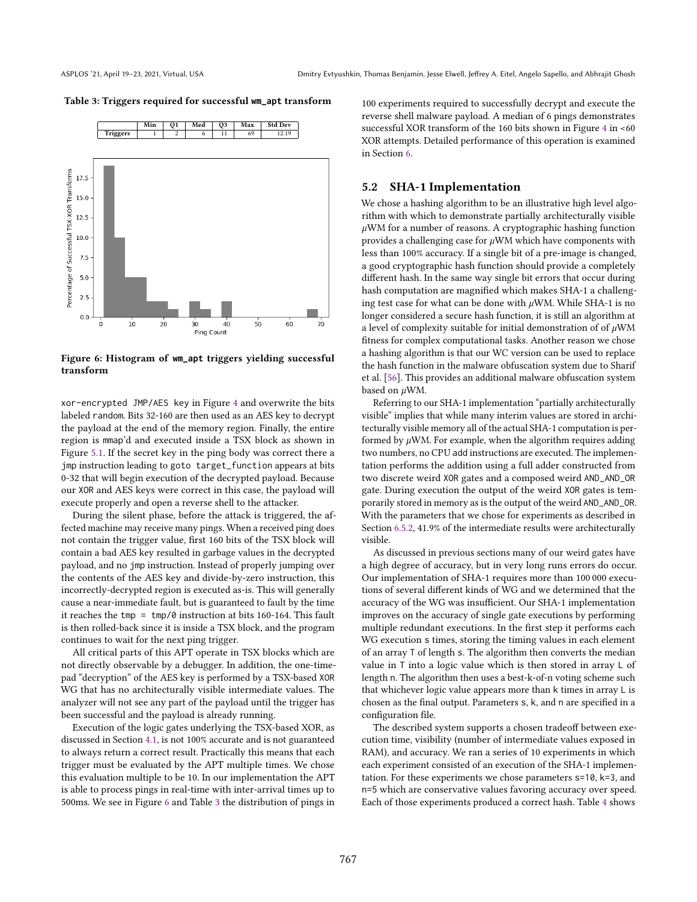Table 3: Triggers required for successful `wm_apt` transform

| | Min | Q1 | Med | Q3 | Max | Std Dev |
|---|---|---|---|---|---|---|
| Triggers | 1 | 2 | 6 | 11 | 69 | 12.19 |

Figure 6: Histogram of `wm_apt` triggers yielding successful transform

`xor-encrypted JMP/AES key` in Figure 4 and overwrite the bits labeled `random`. Bits 32-160 are then used as an AES key to decrypt the payload at the end of the memory region. Finally, the entire region is `mmap`'d and executed inside a TSX block as shown in Figure 5.1. If the secret key in the ping body was correct there a `jmp` instruction leading to `goto target_function` appears at bits 0-32 that will begin execution of the decrypted payload. Because our `XOR` and AES keys were correct in this case, the payload will execute properly and open a reverse shell to the attacker.

During the silent phase, before the attack is triggered, the affected machine may receive many pings. When a received ping does not contain the trigger value, first 160 bits of the TSX block will contain a bad AES key resulted in garbage values in the decrypted payload, and no `jmp` instruction. Instead of properly jumping over the contents of the AES key and divide-by-zero instruction, this incorrectly-decrypted region is executed as-is. This will generally cause a near-immediate fault, but is guaranteed to fault by the time it reaches the `tmp = tmp/0` instruction at bits 160-164. This fault is then rolled-back since it is inside a TSX block, and the program continues to wait for the next ping trigger.

All critical parts of this APT operate in TSX blocks which are not directly observable by a debugger. In addition, the one-time-pad "decryption" of the AES key is performed by a TSX-based `XOR` WG that has no architecturally visible intermediate values. The analyzer will not see any part of the payload until the trigger has been successful and the payload is already running.

Execution of the logic gates underlying the TSX-based XOR, as discussed in Section 4.1, is not 100% accurate and is not guaranteed to always return a correct result. Practically this means that each trigger must be evaluated by the APT multiple times. We chose this evaluation multiple to be 10. In our implementation the APT is able to process pings in real-time with inter-arrival times up to 500ms. We see in Figure 6 and Table 3 the distribution of pings in 100 experiments required to successfully decrypt and execute the reverse shell malware payload. A median of 6 pings demonstrates successful XOR transform of the 160 bits shown in Figure 4 in <60 XOR attempts. Detailed performance of this operation is examined in Section 6.

## 5.2 SHA-1 Implementation

We chose a hashing algorithm to be an illustrative high level algorithm with which to demonstrate partially architecturally visible $\mu$WM for a number of reasons. A cryptographic hashing function provides a challenging case for $\mu$WM which have components with less than 100% accuracy. If a single bit of a pre-image is changed, a good cryptographic hash function should provide a completely different hash. In the same way single bit errors that occur during hash computation are magnified which makes SHA-1 a challenging test case for what can be done with $\mu$WM. While SHA-1 is no longer considered a secure hash function, it is still an algorithm at a level of complexity suitable for initial demonstration of of $\mu$WM fitness for complex computational tasks. Another reason we chose a hashing algorithm is that our WC version can be used to replace the hash function in the malware obfuscation system due to Sharif et al. [56]. This provides an additional malware obfuscation system based on $\mu$WM.

Referring to our SHA-1 implementation "partially architecturally visible" implies that while many interim values are stored in architecturally visible memory all of the actual SHA-1 computation is performed by $\mu$WM. For example, when the algorithm requires adding two numbers, no CPU `add` instructions are executed. The implementation performs the addition using a full adder constructed from two discrete weird `XOR` gates and a composed weird `AND_AND_OR` gate. During execution the output of the weird `XOR` gates is temporarily stored in memory as is the output of the weird `AND_AND_OR`. With the parameters that we chose for experiments as described in Section 6.5.2, 41.9% of the intermediate results were architecturally visible.

As discussed in previous sections many of our weird gates have a high degree of accuracy, but in very long runs errors do occur. Our implementation of SHA-1 requires more than 100 000 executions of several different kinds of WG and we determined that the accuracy of the WG was insufficient. Our SHA-1 implementation improves on the accuracy of single gate executions by performing multiple redundant executions. In the first step it performs each WG execution `s` times, storing the timing values in each element of an array `T` of length `s`. The algorithm then converts the median value in `T` into a logic value which is then stored in array `L` of length `n`. The algorithm then uses a best-k-of-n voting scheme such that whichever logic value appears more than `k` times in array `L` is chosen as the final output. Parameters `s`, `k`, and `n` are specified in a configuration file.

The described system supports a chosen tradeoff between execution time, visibility (number of intermediate values exposed in RAM), and accuracy. We ran a series of 10 experiments in which each experiment consisted of an execution of the SHA-1 implementation. For these experiments we chose parameters `s=10`, `k=3`, and `n=5` which are conservative values favoring accuracy over speed. Each of those experiments produced a correct hash. Table 4 shows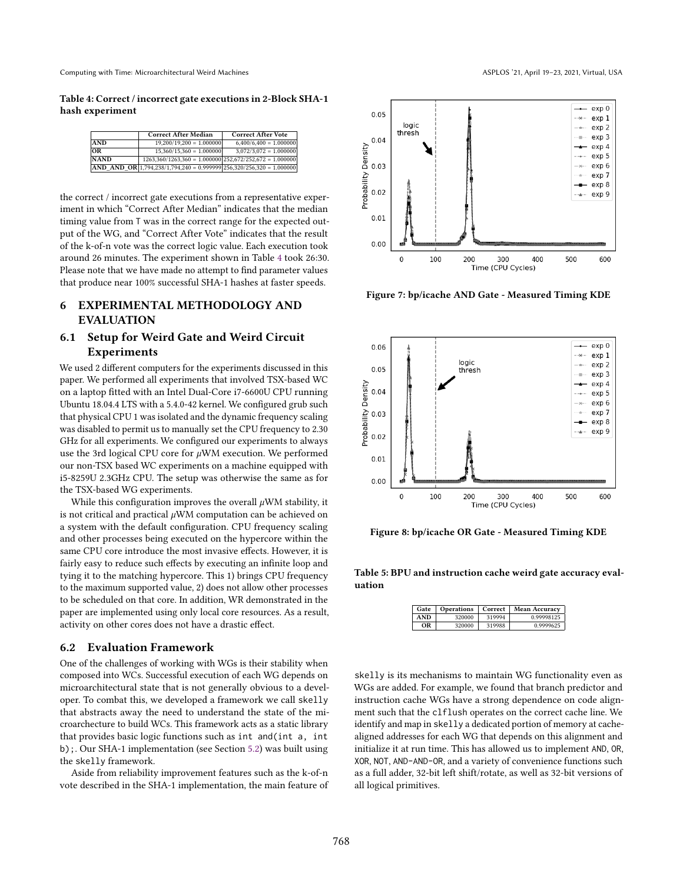**Table 4: Correct / incorrect gate executions in 2-Block SHA-1 hash experiment**

| | Correct After Median | Correct After Vote |
|---|---|---|
| **AND** | 19,200/19,200 = 1.000000 | 6,400/6,400 = 1.000000 |
| **OR** | 15,360/15,360 = 1.000000 | 3,072/3,072 = 1.000000 |
| **NAND** | 1263,360/1263,360 = 1.000000 | 252,672/252,672 = 1.000000 |
| **AND_AND_OR** | 1,794,238/1,794,240 = 0.999999 | 256,320/256,320 = 1.000000 |

the correct / incorrect gate executions from a representative experiment in which "Correct After Median" indicates that the median timing value from T was in the correct range for the expected output of the WG, and "Correct After Vote" indicates that the result of the k-of-n vote was the correct logic value. Each execution took around 26 minutes. The experiment shown in Table 4 took 26:30. Please note that we have made no attempt to find parameter values that produce near 100% successful SHA-1 hashes at faster speeds.

# 6 EXPERIMENTAL METHODOLOGY AND EVALUATION

## 6.1 Setup for Weird Gate and Weird Circuit Experiments

We used 2 different computers for the experiments discussed in this paper. We performed all experiments that involved TSX-based WC on a laptop fitted with an Intel Dual-Core i7-6600U CPU running Ubuntu 18.04.4 LTS with a 5.4.0-42 kernel. We configured grub such that physical CPU 1 was isolated and the dynamic frequency scaling was disabled to permit us to manually set the CPU frequency to 2.30 GHz for all experiments. We configured our experiments to always use the 3rd logical CPU core for $\mu$WM execution. We performed our non-TSX based WC experiments on a machine equipped with i5-8259U 2.3GHz CPU. The setup was otherwise the same as for the TSX-based WG experiments.

While this configuration improves the overall $\mu$WM stability, it is not critical and practical $\mu$WM computation can be achieved on a system with the default configuration. CPU frequency scaling and other processes being executed on the hypercore within the same CPU core introduce the most invasive effects. However, it is fairly easy to reduce such effects by executing an infinite loop and tying it to the matching hypercore. This 1) brings CPU frequency to the maximum supported value, 2) does not allow other processes to be scheduled on that core. In addition, WR demonstrated in the paper are implemented using only local core resources. As a result, activity on other cores does not have a drastic effect.

## 6.2 Evaluation Framework

One of the challenges of working with WGs is their stability when composed into WCs. Successful execution of each WG depends on microarchitectural state that is not generally obvious to a developer. To combat this, we developed a framework we call `skelly` that abstracts away the need to understand the state of the microarchechture to build WCs. This framework acts as a static library that provides basic logic functions such as `int and(int a, int b);`. Our SHA-1 implementation (see Section 5.2) was built using the `skelly` framework.

Aside from reliability improvement features such as the k-of-n vote described in the SHA-1 implementation, the main feature of `skelly` is its mechanisms to maintain WG functionality even as WGs are added. For example, we found that branch predictor and instruction cache WGs have a strong dependence on code alignment such that the `clflush` operates on the correct cache line. We identify and map in `skelly` a dedicated portion of memory at cache-aligned addresses for each WG that depends on this alignment and initialize it at run time. This has allowed us to implement AND, OR, XOR, NOT, AND-AND-OR, and a variety of convenience functions such as a full adder, 32-bit left shift/rotate, as well as 32-bit versions of all logical primitives.

Figure 7: bp/icache AND Gate - Measured Timing KDE

Figure 8: bp/icache OR Gate - Measured Timing KDE

**Table 5: BPU and instruction cache weird gate accuracy evaluation**

| Gate | Operations | Correct | Mean Accuracy |
|---|---|---|---|
| **AND** | 320000 | 319994 | 0.99998125 |
| **OR** | 320000 | 319988 | 0.9999625 |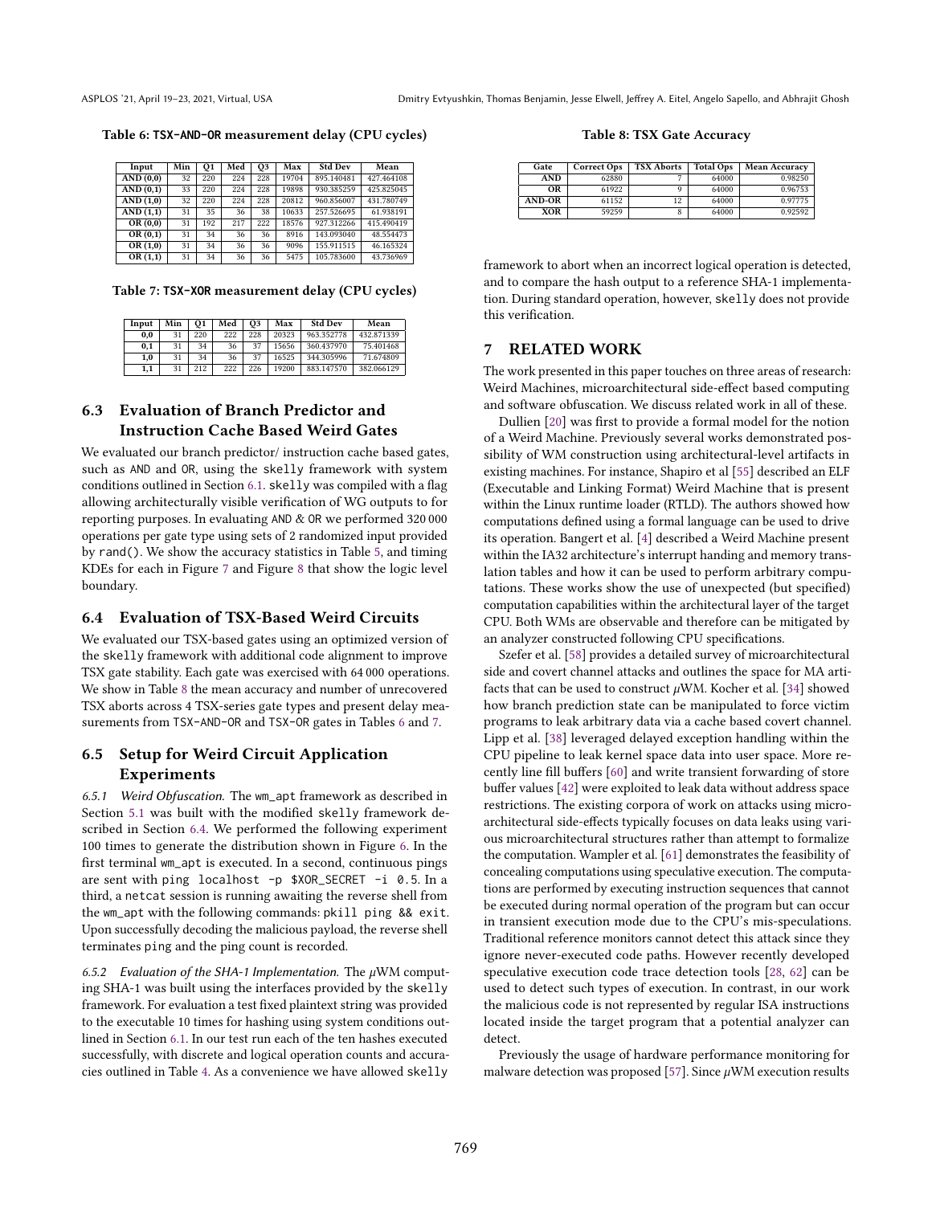**Table 6: TSX-AND-OR measurement delay (CPU cycles)**

| Input | Min | Q1 | Med | Q3 | Max | Std Dev | Mean |
|---|---|---|---|---|---|---|---|
| AND (0,0) | 32 | 220 | 224 | 228 | 19704 | 895.140481 | 427.464108 |
| AND (0,1) | 33 | 220 | 224 | 228 | 19898 | 930.385259 | 425.825045 |
| AND (1,0) | 32 | 220 | 224 | 228 | 20812 | 960.856007 | 431.780749 |
| AND (1,1) | 31 | 35 | 36 | 38 | 10633 | 257.526695 | 61.938191 |
| OR (0,0) | 31 | 192 | 217 | 222 | 18576 | 927.312266 | 415.490419 |
| OR (0,1) | 31 | 34 | 36 | 36 | 8916 | 143.093040 | 48.554473 |
| OR (1,0) | 31 | 34 | 36 | 36 | 9096 | 155.911515 | 46.165324 |
| OR (1,1) | 31 | 34 | 36 | 36 | 5475 | 105.783600 | 43.736969 |

**Table 7: TSX-XOR measurement delay (CPU cycles)**

| Input | Min | Q1 | Med | Q3 | Max | Std Dev | Mean |
|---|---|---|---|---|---|---|---|
| 0,0 | 31 | 220 | 222 | 228 | 20323 | 963.352778 | 432.871339 |
| 0,1 | 31 | 34 | 36 | 37 | 15656 | 360.437970 | 75.401468 |
| 1,0 | 31 | 34 | 36 | 37 | 16525 | 344.305996 | 71.674809 |
| 1,1 | 31 | 212 | 222 | 226 | 19200 | 883.147570 | 382.066129 |

## 6.3 Evaluation of Branch Predictor and Instruction Cache Based Weird Gates

We evaluated our branch predictor/ instruction cache based gates, such as AND and OR, using the skelly framework with system conditions outlined in Section 6.1. skelly was compiled with a flag allowing architecturally visible verification of WG outputs to for reporting purposes. In evaluating AND & OR we performed 320 000 operations per gate type using sets of 2 randomized input provided by rand(). We show the accuracy statistics in Table 5, and timing KDEs for each in Figure 7 and Figure 8 that show the logic level boundary.

## 6.4 Evaluation of TSX-Based Weird Circuits

We evaluated our TSX-based gates using an optimized version of the skelly framework with additional code alignment to improve TSX gate stability. Each gate was exercised with 64 000 operations. We show in Table 8 the mean accuracy and number of unrecovered TSX aborts across 4 TSX-series gate types and present delay measurements from TSX-AND-OR and TSX-OR gates in Tables 6 and 7.

## 6.5 Setup for Weird Circuit Application Experiments

*6.5.1 Weird Obfuscation.* The wm_apt framework as described in Section 5.1 was built with the modified skelly framework described in Section 6.4. We performed the following experiment 100 times to generate the distribution shown in Figure 6. In the first terminal wm_apt is executed. In a second, continuous pings are sent with `ping localhost -p $XOR_SECRET -i 0.5`. In a third, a netcat session is running awaiting the reverse shell from the wm_apt with the following commands: `pkill ping && exit`. Upon successfully decoding the malicious payload, the reverse shell terminates ping and the ping count is recorded.

*6.5.2 Evaluation of the SHA-1 Implementation.* The $\mu$WM computing SHA-1 was built using the interfaces provided by the skelly framework. For evaluation a test fixed plaintext string was provided to the executable 10 times for hashing using system conditions outlined in Section 6.1. In our test run each of the ten hashes executed successfully, with discrete and logical operation counts and accuracies outlined in Table 4. As a convenience we have allowed skelly

**Table 8: TSX Gate Accuracy**

| Gate | Correct Ops | TSX Aborts | Total Ops | Mean Accuracy |
|---|---|---|---|---|
| AND | 62880 | 7 | 64000 | 0.98250 |
| OR | 61922 | 9 | 64000 | 0.96753 |
| AND-OR | 61152 | 12 | 64000 | 0.97775 |
| XOR | 59259 | 8 | 64000 | 0.92592 |

framework to abort when an incorrect logical operation is detected, and to compare the hash output to a reference SHA-1 implementation. During standard operation, however, skelly does not provide this verification.

# 7 RELATED WORK

The work presented in this paper touches on three areas of research: Weird Machines, microarchitectural side-effect based computing and software obfuscation. We discuss related work in all of these.

Dullien [20] was first to provide a formal model for the notion of a Weird Machine. Previously several works demonstrated possibility of WM construction using architectural-level artifacts in existing machines. For instance, Shapiro et al [55] described an ELF (Executable and Linking Format) Weird Machine that is present within the Linux runtime loader (RTLD). The authors showed how computations defined using a formal language can be used to drive its operation. Bangert et al. [4] described a Weird Machine present within the IA32 architecture's interrupt handing and memory translation tables and how it can be used to perform arbitrary computations. These works show the use of unexpected (but specified) computation capabilities within the architectural layer of the target CPU. Both WMs are observable and therefore can be mitigated by an analyzer constructed following CPU specifications.

Szefer et al. [58] provides a detailed survey of microarchitectural side and covert channel attacks and outlines the space for MA artifacts that can be used to construct $\mu$WM. Kocher et al. [34] showed how branch prediction state can be manipulated to force victim programs to leak arbitrary data via a cache based covert channel. Lipp et al. [38] leveraged delayed exception handling within the CPU pipeline to leak kernel space data into user space. More recently line fill buffers [60] and write transient forwarding of store buffer values [42] were exploited to leak data without address space restrictions. The existing corpora of work on attacks using microarchitectural side-effects typically focuses on data leaks using various microarchitectural structures rather than attempt to formalize the computation. Wampler et al. [61] demonstrates the feasibility of concealing computations using speculative execution. The computations are performed by executing instruction sequences that cannot be executed during normal operation of the program but can occur in transient execution mode due to the CPU's mis-speculations. Traditional reference monitors cannot detect this attack since they ignore never-executed code paths. However recently developed speculative execution code trace detection tools [28, 62] can be used to detect such types of execution. In contrast, in our work the malicious code is not represented by regular ISA instructions located inside the target program that a potential analyzer can detect.

Previously the usage of hardware performance monitoring for malware detection was proposed [57]. Since $\mu$WM execution results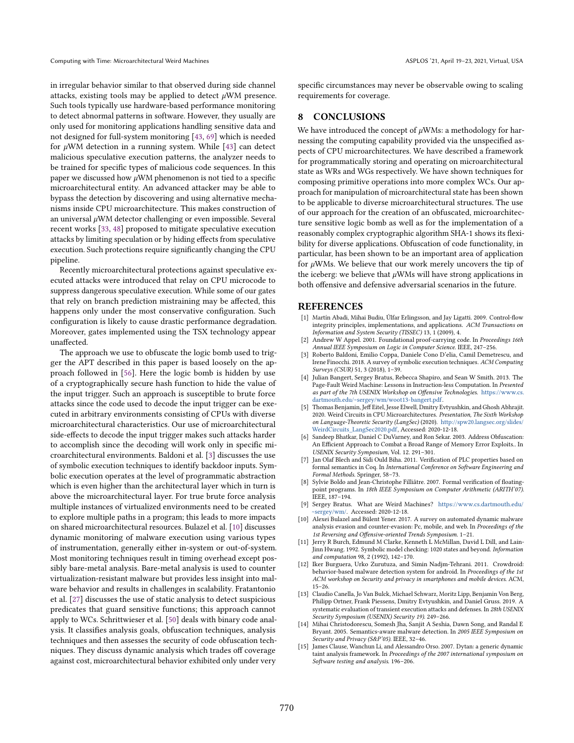in irregular behavior similar to that observed during side channel attacks, existing tools may be applied to detect μWM presence. Such tools typically use hardware-based performance monitoring to detect abnormal patterns in software. However, they usually are only used for monitoring applications handling sensitive data and not designed for full-system monitoring [43, 69] which is needed for μWM detection in a running system. While [43] can detect malicious speculative execution patterns, the analyzer needs to be trained for specific types of malicious code sequences. In this paper we discussed how μWM phenomenon is not tied to a specific microarchitectural entity. An advanced attacker may be able to bypass the detection by discovering and using alternative mechanisms inside CPU microarchitecture. This makes construction of an universal μWM detector challenging or even impossible. Several recent works [33, 48] proposed to mitigate speculative execution attacks by limiting speculation or by hiding effects from speculative execution. Such protections require significantly changing the CPU pipeline.

Recently microarchitectural protections against speculative executed attacks were introduced that relay on CPU microcode to suppress dangerous speculative execution. While some of our gates that rely on branch prediction mistraining may be affected, this happens only under the most conservative configuration. Such configuration is likely to cause drastic performance degradation. Moreover, gates implemented using the TSX technology appear unaffected.

The approach we use to obfuscate the logic bomb used to trigger the APT described in this paper is based loosely on the approach followed in [56]. Here the logic bomb is hidden by use of a cryptographically secure hash function to hide the value of the input trigger. Such an approach is susceptible to brute force attacks since the code used to decode the input trigger can be executed in arbitrary environments consisting of CPUs with diverse microarchitectural characteristics. Our use of microarchitectural side-effects to decode the input trigger makes such attacks harder to accomplish since the decoding will work only in specific microarchitectural environments. Baldoni et al. [3] discusses the use of symbolic execution techniques to identify backdoor inputs. Symbolic execution operates at the level of programmatic abstraction which is even higher than the architectural layer which in turn is above the microarchitectural layer. For true brute force analysis multiple instances of virtualized environments need to be created to explore multiple paths in a program; this leads to more impacts on shared microarchitectural resources. Bulazel et al. [10] discusses dynamic monitoring of malware execution using various types of instrumentation, generally either in-system or out-of-system. Most monitoring techniques result in timing overhead except possibly bare-metal analysis. Bare-metal analysis is used to counter virtualization-resistant malware but provides less insight into malware behavior and results in challenges in scalability. Fratantonio et al. [27] discusses the use of static analysis to detect suspicious predicates that guard sensitive functions; this approach cannot apply to WCs. Schrittwieser et al. [50] deals with binary code analysis. It classifies analysis goals, obfuscation techniques, analysis techniques and then assesses the security of code obfuscation techniques. They discuss dynamic analysis which trades off coverage against cost, microarchitectural behavior exhibited only under very specific circumstances may never be observable owing to scaling requirements for coverage.

## 8 CONCLUSIONS

We have introduced the concept of μWMs: a methodology for harnessing the computing capability provided via the unspecified aspects of CPU microarchitectures. We have described a framework for programmatically storing and operating on microarchitectural state as WRs and WGs respectively. We have shown techniques for composing primitive operations into more complex WCs. Our approach for manipulation of microarchitectural state has been shown to be applicable to diverse microarchitectural structures. The use of our approach for the creation of an obfuscated, microarchitecture sensitive logic bomb as well as for the implementation of a reasonably complex cryptographic algorithm SHA-1 shows its flexibility for diverse applications. Obfuscation of code functionality, in particular, has been shown to be an important area of application for μWMs. We believe that our work merely uncovers the tip of the iceberg: we believe that μWMs will have strong applications in both offensive and defensive adversarial scenarios in the future.

## REFERENCES

- [1] Martín Abadi, Mihai Budiu, Úlfar Erlingsson, and Jay Ligatti. 2009. Control-flow integrity principles, implementations, and applications. *ACM Transactions on Information and System Security (TISSEC)* 13, 1 (2009), 4.
- [2] Andrew W Appel. 2001. Foundational proof-carrying code. In *Proceedings 16th Annual IEEE Symposium on Logic in Computer Science*. IEEE, 247–256.
- [3] Roberto Baldoni, Emilio Coppa, Daniele Cono D'elia, Camil Demetrescu, and Irene Finocchi. 2018. A survey of symbolic execution techniques. *ACM Computing Surveys (CSUR)* 51, 3 (2018), 1–39.
- [4] Julian Bangert, Sergey Bratus, Rebecca Shapiro, and Sean W Smith. 2013. The Page-Fault Weird Machine: Lessons in Instruction-less Computation. In *Presented as part of the 7th USENIX Workshop on Offensive Technologies*. https://www.cs.dartmouth.edu/~sergey/wm/woot13-bangert.pdf.
- [5] Thomas Benjamin, Jeff Eitel, Jesse Elwell, Dmitry Evtyushkin, and Ghosh Abhrajit. 2020. Weird Circuits in CPU Microarchitectures. *Presentation, The Sixth Workshop on Language-Theoretic Security (LangSec)* (2020). http://spw20.langsec.org/slides/WeirdCircuits_LangSec2020.pdf, Accessed: 2020-12-18.
- [6] Sandeep Bhatkar, Daniel C DuVarney, and Ron Sekar. 2003. Address Obfuscation: An Efficient Approach to Combat a Broad Range of Memory Error Exploits.. In *USENIX Security Symposium*, Vol. 12. 291–301.
- [7] Jan Olaf Blech and Sidi Ould Biha. 2011. Verification of PLC properties based on formal semantics in Coq. In *International Conference on Software Engineering and Formal Methods*. Springer, 58–73.
- [8] Sylvie Boldo and Jean-Christophe Filliâtre. 2007. Formal verification of floating-point programs. In *18th IEEE Symposium on Computer Arithmetic (ARITH'07)*. IEEE, 187–194.
- [9] Sergey Bratus. What are Weird Machines? https://www.cs.dartmouth.edu/~sergey/wm/. Accessed: 2020-12-18.
- [10] Alexei Bulazel and Bülent Yener. 2017. A survey on automated dynamic malware analysis evasion and counter-evasion: Pc, mobile, and web. In *Proceedings of the 1st Reversing and Offensive-oriented Trends Symposium*. 1–21.
- [11] Jerry R Burch, Edmund M Clarke, Kenneth L McMillan, David L Dill, and Lain-Jinn Hwang. 1992. Symbolic model checking: 1020 states and beyond. *Information and computation* 98, 2 (1992), 142–170.
- [12] Iker Burguera, Urko Zurutuza, and Simin Nadjm-Tehrani. 2011. Crowdroid: behavior-based malware detection system for android. In *Proceedings of the 1st ACM workshop on Security and privacy in smartphones and mobile devices*. ACM, 15–26.
- [13] Claudio Canella, Jo Van Bulck, Michael Schwarz, Moritz Lipp, Benjamin Von Berg, Philipp Ortner, Frank Piessens, Dmitry Evtyushkin, and Daniel Gruss. 2019. A systematic evaluation of transient execution attacks and defenses. In *28th USENIX Security Symposium (USENIX) Security 19)*. 249–266.
- [14] Mihai Christodorescu, Somesh Jha, Sanjit A Seshia, Dawn Song, and Randal E Bryant. 2005. Semantics-aware malware detection. In *2005 IEEE Symposium on Security and Privacy (S&P'05)*. IEEE, 32–46.
- [15] James Clause, Wanchun Li, and Alessandro Orso. 2007. Dytan: a generic dynamic taint analysis framework. In *Proceedings of the 2007 international symposium on Software testing and analysis*. 196–206.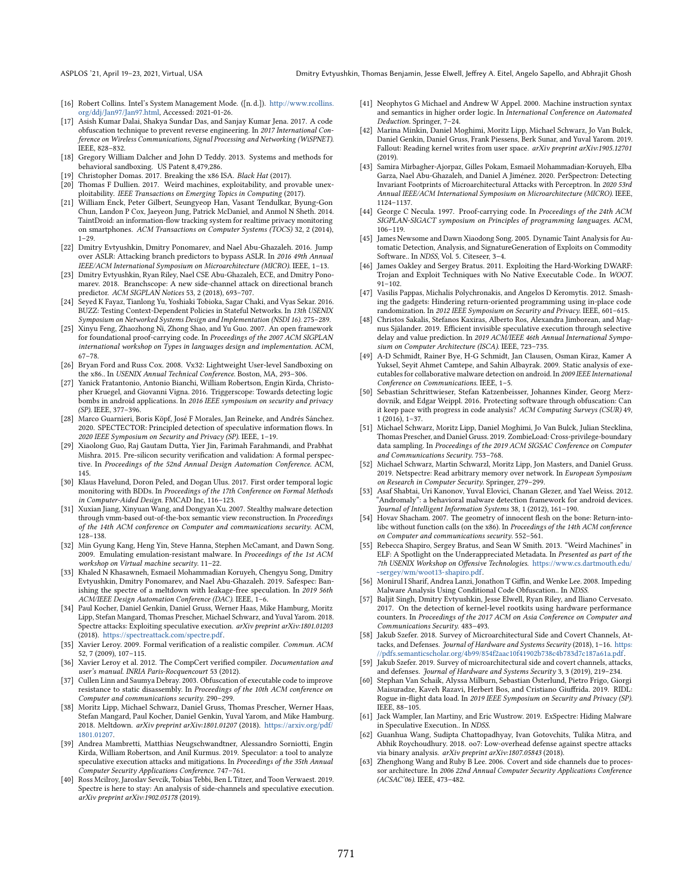- [16] Robert Collins. Intel's System Management Mode. ([n. d.]). http://www.rcollins.org/ddj/Jan97/Jan97.html, Accessed: 2021-01-26.
- [17] Asish Kumar Dalai, Shakya Sundar Das, and Sanjay Kumar Jena. 2017. A code obfuscation technique to prevent reverse engineering. In *2017 International Conference on Wireless Communications, Signal Processing and Networking (WiSPNET)*. IEEE, 828–832.
- [18] Gregory William Dalcher and John D Teddy. 2013. Systems and methods for behavioral sandboxing. US Patent 8,479,286.
- [19] Christopher Domas. 2017. Breaking the x86 ISA. *Black Hat* (2017).
- [20] Thomas F Dullien. 2017. Weird machines, exploitability, and provable unexploitability. *IEEE Transactions on Emerging Topics in Computing* (2017).
- [21] William Enck, Peter Gilbert, Seungyeop Han, Vasant Tendulkar, Byung-Gon Chun, Landon P Cox, Jaeyeon Jung, Patrick McDaniel, and Anmol N Sheth. 2014. TaintDroid: an information-flow tracking system for realtime privacy monitoring on smartphones. *ACM Transactions on Computer Systems (TOCS)* 32, 2 (2014), 1–29.
- [22] Dmitry Evtyushkin, Dmitry Ponomarev, and Nael Abu-Ghazaleh. 2016. Jump over ASLR: Attacking branch predictors to bypass ASLR. In *2016 49th Annual IEEE/ACM International Symposium on Microarchitecture (MICRO)*. IEEE, 1–13.
- [23] Dmitry Evtyushkin, Ryan Riley, Nael CSE Abu-Ghazaleh, ECE, and Dmitry Ponomarev. 2018. Branchscope: A new side-channel attack on directional branch predictor. *ACM SIGPLAN Notices* 53, 2 (2018), 693–707.
- [24] Seyed K Fayaz, Tianlong Yu, Yoshiaki Tobioka, Sagar Chaki, and Vyas Sekar. 2016. BUZZ: Testing Context-Dependent Policies in Stateful Networks. In *13th USENIX Symposium on Networked Systems Design and Implementation (NSDI 16)*. 275–289.
- [25] Xinyu Feng, Zhaozhong Ni, Zhong Shao, and Yu Guo. 2007. An open framework for foundational proof-carrying code. In *Proceedings of the 2007 ACM SIGPLAN international workshop on Types in languages design and implementation*. ACM, 67–78.
- [26] Bryan Ford and Russ Cox. 2008. Vx32: Lightweight User-level Sandboxing on the x86.. In *USENIX Annual Technical Conference*. Boston, MA, 293–306.
- [27] Yanick Fratantonio, Antonio Bianchi, William Robertson, Engin Kirda, Christopher Kruegel, and Giovanni Vigna. 2016. Triggerscope: Towards detecting logic bombs in android applications. In *2016 IEEE symposium on security and privacy (SP)*. IEEE, 377–396.
- [28] Marco Guarnieri, Boris Köpf, José F Morales, Jan Reineke, and Andrés Sánchez. 2020. SPECTECTOR: Principled detection of speculative information flows. In *2020 IEEE Symposium on Security and Privacy (SP)*. IEEE, 1–19.
- [29] Xiaolong Guo, Raj Gautam Dutta, Yier Jin, Farimah Farahmandi, and Prabhat Mishra. 2015. Pre-silicon security verification and validation: A formal perspective. In *Proceedings of the 52nd Annual Design Automation Conference*. ACM, 145.
- [30] Klaus Havelund, Doron Peled, and Dogan Ulus. 2017. First order temporal logic monitoring with BDDs. In *Proceedings of the 17th Conference on Formal Methods in Computer-Aided Design*. FMCAD Inc, 116–123.
- [31] Xuxian Jiang, Xinyuan Wang, and Dongyan Xu. 2007. Stealthy malware detection through vmm-based out-of-the-box semantic view reconstruction. In *Proceedings of the 14th ACM conference on Computer and communications security*. ACM, 128–138.
- [32] Min Gyung Kang, Heng Yin, Steve Hanna, Stephen McCamant, and Dawn Song. 2009. Emulating emulation-resistant malware. In *Proceedings of the 1st ACM workshop on Virtual machine security*. 11–22.
- [33] Khaled N Khasawneh, Esmaeil Mohammadian Koruyeh, Chengyu Song, Dmitry Evtyushkin, Dmitry Ponomarev, and Nael Abu-Ghazaleh. 2019. Safespec: Banishing the spectre of a meltdown with leakage-free speculation. In *2019 56th ACM/IEEE Design Automation Conference (DAC)*. IEEE, 1–6.
- [34] Paul Kocher, Daniel Genkin, Daniel Gruss, Werner Haas, Mike Hamburg, Moritz Lipp, Stefan Mangard, Thomas Prescher, Michael Schwarz, and Yuval Yarom. 2018. Spectre attacks: Exploiting speculative execution. *arXiv preprint arXiv:1801.01203* (2018). https://spectreattack.com/spectre.pdf.
- [35] Xavier Leroy. 2009. Formal verification of a realistic compiler. *Commun. ACM* 52, 7 (2009), 107–115.
- [36] Xavier Leroy et al. 2012. The CompCert verified compiler. *Documentation and user's manual. INRIA Paris-Rocquencourt* 53 (2012).
- [37] Cullen Linn and Saumya Debray. 2003. Obfuscation of executable code to improve resistance to static disassembly. In *Proceedings of the 10th ACM conference on Computer and communications security*. 290–299.
- [38] Moritz Lipp, Michael Schwarz, Daniel Gruss, Thomas Prescher, Werner Haas, Stefan Mangard, Paul Kocher, Daniel Genkin, Yuval Yarom, and Mike Hamburg. 2018. Meltdown. *arXiv preprint arXiv:1801.01207* (2018). https://arxiv.org/pdf/1801.01207.
- [39] Andrea Mambretti, Matthias Neugschwandtner, Alessandro Sorniotti, Engin Kirda, William Robertson, and Anil Kurmus. 2019. Speculator: a tool to analyze speculative execution attacks and mitigations. In *Proceedings of the 35th Annual Computer Security Applications Conference*. 747–761.
- [40] Ross Mcilroy, Jaroslav Sevcik, Tobias Tebbi, Ben L Titzer, and Toon Verwaest. 2019. Spectre is here to stay: An analysis of side-channels and speculative execution. *arXiv preprint arXiv:1902.05178* (2019).
- [41] Neophytos G Michael and Andrew W Appel. 2000. Machine instruction syntax and semantics in higher order logic. In *International Conference on Automated Deduction*. Springer, 7–24.
- [42] Marina Minkin, Daniel Moghimi, Moritz Lipp, Michael Schwarz, Jo Van Bulck, Daniel Genkin, Daniel Gruss, Frank Piessens, Berk Sunar, and Yuval Yarom. 2019. Fallout: Reading kernel writes from user space. *arXiv preprint arXiv:1905.12701* (2019).
- [43] Samira Mirbagher-Ajorpaz, Gilles Pokam, Esmaeil Mohammadian-Koruyeh, Elba Garza, Nael Abu-Ghazaleh, and Daniel A Jiménez. 2020. PerSpectron: Detecting Invariant Footprints of Microarchitectural Attacks with Perceptron. In *2020 53rd Annual IEEE/ACM International Symposium on Microarchitecture (MICRO)*. IEEE, 1124–1137.
- [44] George C Necula. 1997. Proof-carrying code. In *Proceedings of the 24th ACM SIGPLAN-SIGACT symposium on Principles of programming languages*. ACM, 106–119.
- [45] James Newsome and Dawn Xiaodong Song. 2005. Dynamic Taint Analysis for Automatic Detection, Analysis, and SignatureGeneration of Exploits on Commodity Software.. In *NDSS*, Vol. 5. Citeseer, 3–4.
- [46] James Oakley and Sergey Bratus. 2011. Exploiting the Hard-Working DWARF: Trojan and Exploit Techniques with No Native Executable Code.. In *WOOT*. 91–102.
- [47] Vasilis Pappas, Michalis Polychronakis, and Angelos D Keromytis. 2012. Smashing the gadgets: Hindering return-oriented programming using in-place code randomization. In *2012 IEEE Symposium on Security and Privacy*. IEEE, 601–615.
- [48] Christos Sakalis, Stefanos Kaxiras, Alberto Ros, Alexandra Jimborean, and Magnus Själander. 2019. Efficient invisible speculative execution through selective delay and value prediction. In *2019 ACM/IEEE 46th Annual International Symposium on Computer Architecture (ISCA)*. IEEE, 723–735.
- [49] A-D Schmidt, Rainer Bye, H-G Schmidt, Jan Clausen, Osman Kiraz, Kamer A Yuksel, Seyit Ahmet Camtepe, and Sahin Albayrak. 2009. Static analysis of executables for collaborative malware detection on android. In *2009 IEEE International Conference on Communications*. IEEE, 1–5.
- [50] Sebastian Schrittwieser, Stefan Katzenbeisser, Johannes Kinder, Georg Merzdovnik, and Edgar Weippl. 2016. Protecting software through obfuscation: Can it keep pace with progress in code analysis? *ACM Computing Surveys (CSUR)* 49, 1 (2016), 1–37.
- [51] Michael Schwarz, Moritz Lipp, Daniel Moghimi, Jo Van Bulck, Julian Stecklina, Thomas Prescher, and Daniel Gruss. 2019. ZombieLoad: Cross-privilege-boundary data sampling. In *Proceedings of the 2019 ACM SIGSAC Conference on Computer and Communications Security*. 753–768.
- [52] Michael Schwarz, Martin Schwarzl, Moritz Lipp, Jon Masters, and Daniel Gruss. 2019. Netspectre: Read arbitrary memory over network. In *European Symposium on Research in Computer Security*. Springer, 279–299.
- [53] Asaf Shabtai, Uri Kanonov, Yuval Elovici, Chanan Glezer, and Yael Weiss. 2012. "Andromaly": a behavioral malware detection framework for android devices. *Journal of Intelligent Information Systems* 38, 1 (2012), 161–190.
- [54] Hovav Shacham. 2007. The geometry of innocent flesh on the bone: Return-into-libc without function calls (on the x86). In *Proceedings of the 14th ACM conference on Computer and communications security*. 552–561.
- [55] Rebecca Shapiro, Sergey Bratus, and Sean W Smith. 2013. "Weird Machines" in ELF: A Spotlight on the Underappreciated Metadata. In *Presented as part of the 7th USENIX Workshop on Offensive Technologies*. https://www.cs.dartmouth.edu/~sergey/wm/woot13-shapiro.pdf.
- [56] Monirul I Sharif, Andrea Lanzi, Jonathon T Giffin, and Wenke Lee. 2008. Impeding Malware Analysis Using Conditional Code Obfuscation.. In *NDSS*.
- [57] Baljit Singh, Dmitry Evtyushkin, Jesse Elwell, Ryan Riley, and Iliano Cervesato. 2017. On the detection of kernel-level rootkits using hardware performance counters. In *Proceedings of the 2017 ACM on Asia Conference on Computer and Communications Security*. 483–493.
- [58] Jakub Szefer. 2018. Survey of Microarchitectural Side and Covert Channels, Attacks, and Defenses. *Journal of Hardware and Systems Security* (2018), 1–16. https://pdfs.semanticscholar.org/4b99/854f2aac10f41902b738c4b783d7c187a61a.pdf.
- [59] Jakub Szefer. 2019. Survey of microarchitectural side and covert channels, attacks, and defenses. *Journal of Hardware and Systems Security* 3, 3 (2019), 219–234.
- [60] Stephan Van Schaik, Alyssa Milburn, Sebastian Österlund, Pietro Frigo, Giorgi Maisuradze, Kaveh Razavi, Herbert Bos, and Cristiano Giuffrida. 2019. RIDL: Rogue in-flight data load. In *2019 IEEE Symposium on Security and Privacy (SP)*. IEEE, 88–105.
- [61] Jack Wampler, Ian Martiny, and Eric Wustrow. 2019. ExSpectre: Hiding Malware in Speculative Execution.. In *NDSS*.
- [62] Guanhua Wang, Sudipta Chattopadhyay, Ivan Gotovchits, Tulika Mitra, and Abhik Roychoudhury. 2018. oo7: Low-overhead defense against spectre attacks via binary analysis. *arXiv preprint arXiv:1807.05843* (2018).
- [63] Zhenghong Wang and Ruby B Lee. 2006. Covert and side channels due to processor architecture. In *2006 22nd Annual Computer Security Applications Conference (ACSAC'06)*. IEEE, 473–482.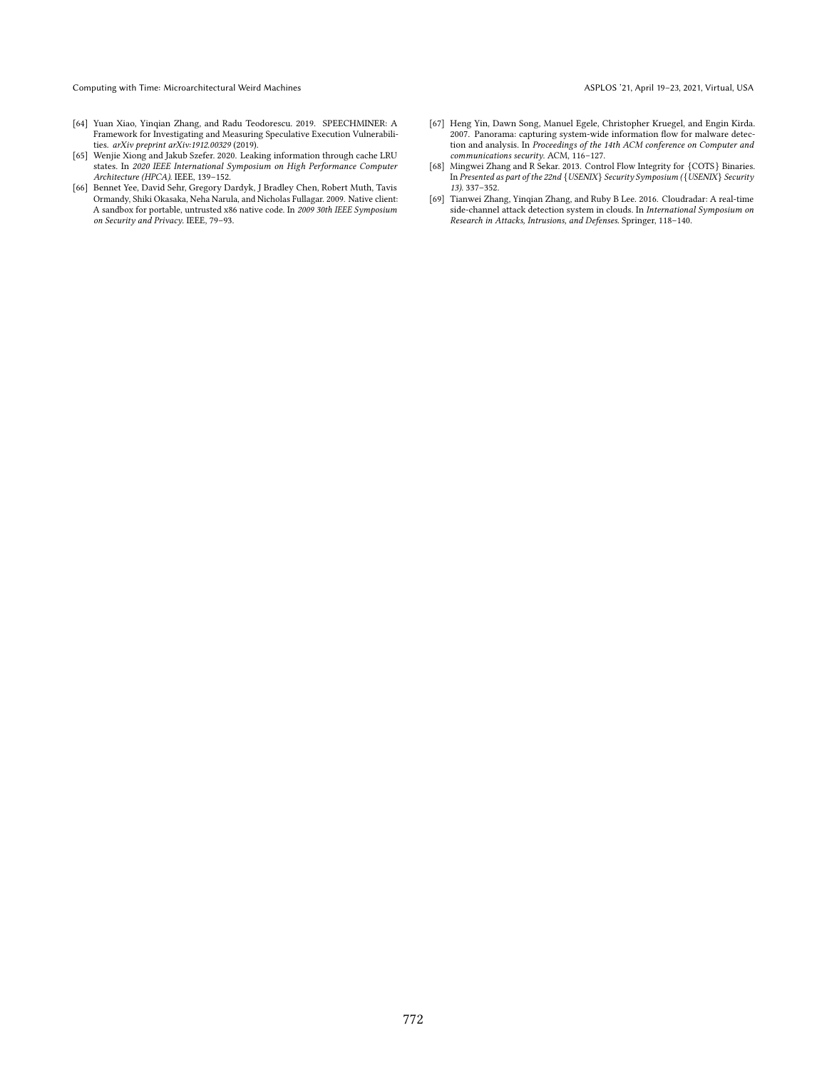- [64] Yuan Xiao, Yinqian Zhang, and Radu Teodorescu. 2019. SPEECHMINER: A Framework for Investigating and Measuring Speculative Execution Vulnerabilities. *arXiv preprint arXiv:1912.00329* (2019).
- [65] Wenjie Xiong and Jakub Szefer. 2020. Leaking information through cache LRU states. In *2020 IEEE International Symposium on High Performance Computer Architecture (HPCA)*. IEEE, 139–152.
- [66] Bennet Yee, David Sehr, Gregory Dardyk, J Bradley Chen, Robert Muth, Tavis Ormandy, Shiki Okasaka, Neha Narula, and Nicholas Fullagar. 2009. Native client: A sandbox for portable, untrusted x86 native code. In *2009 30th IEEE Symposium on Security and Privacy*. IEEE, 79–93.
- [67] Heng Yin, Dawn Song, Manuel Egele, Christopher Kruegel, and Engin Kirda. 2007. Panorama: capturing system-wide information flow for malware detection and analysis. In *Proceedings of the 14th ACM conference on Computer and communications security*. ACM, 116–127.
- [68] Mingwei Zhang and R Sekar. 2013. Control Flow Integrity for {COTS} Binaries. In *Presented as part of the 22nd {USENIX} Security Symposium ({USENIX} Security 13)*. 337–352.
- [69] Tianwei Zhang, Yinqian Zhang, and Ruby B Lee. 2016. Cloudradar: A real-time side-channel attack detection system in clouds. In *International Symposium on Research in Attacks, Intrusions, and Defenses*. Springer, 118–140.